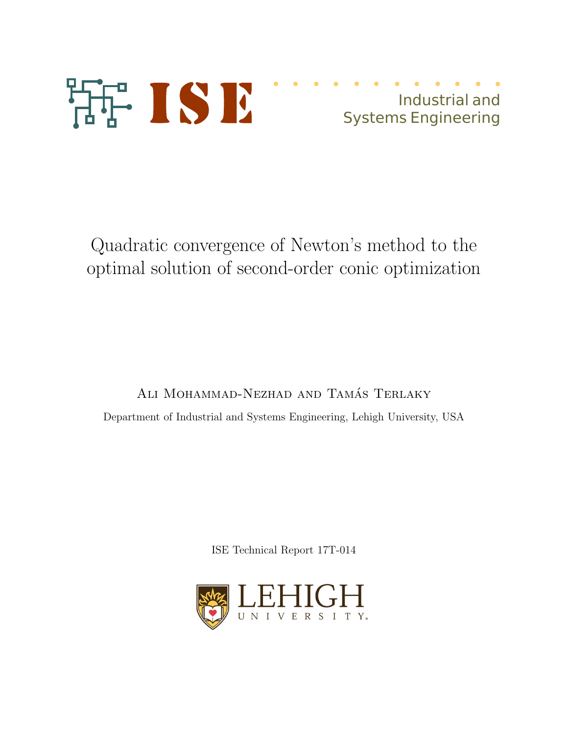ISE

Industrial and Systems Engineering

# Quadratic convergence of Newton's method to the optimal solution of second-order conic optimization

Ali Mohammad-Nezhad and Tamás Terlaky

Department of Industrial and Systems Engineering, Lehigh University, USA

ISE Technical Report 17T-014

LEHIGH UNIVERSITY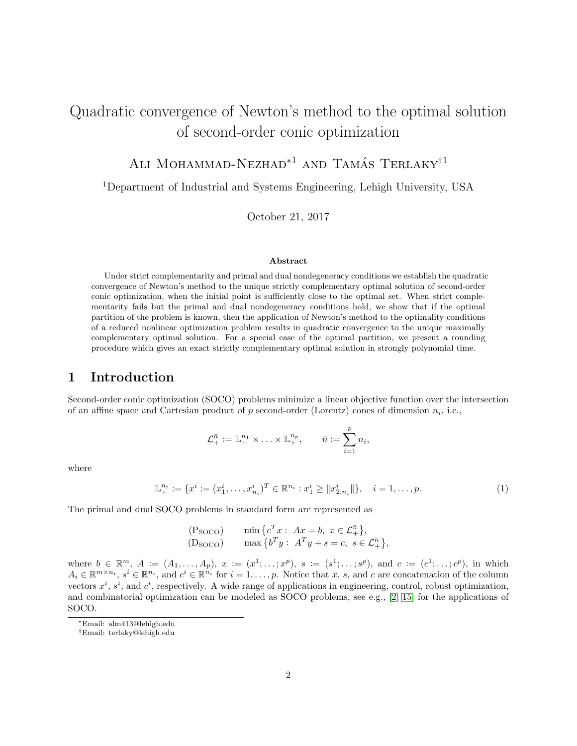# Quadratic convergence of Newton's method to the optimal solution of second-order conic optimization

Ali Mohammad-Nezhad*[1] and Tamás Terlaky†[1]

[1]Department of Industrial and Systems Engineering, Lehigh University, USA

October 21, 2017

### Abstract

Under strict complementarity and primal and dual nondegeneracy conditions we establish the quadratic convergence of Newton's method to the unique strictly complementary optimal solution of second-order conic optimization, when the initial point is sufficiently close to the optimal set. When strict complementarity fails but the primal and dual nondegeneracy conditions hold, we show that if the optimal partition of the problem is known, then the application of Newton's method to the optimality conditions of a reduced nonlinear optimization problem results in quadratic convergence to the unique maximally complementary optimal solution. For a special case of the optimal partition, we present a rounding procedure which gives an exact strictly complementary optimal solution in strongly polynomial time.

## 1 Introduction

Second-order conic optimization (SOCO) problems minimize a linear objective function over the intersection of an affine space and Cartesian product of $p$ second-order (Lorentz) cones of dimension $n_i$, i.e.,

$$\mathcal{L}_+^{\bar{n}} := \mathbb{L}_+^{n_1} \times \ldots \times \mathbb{L}_+^{n_p}, \qquad \bar{n} := \sum_{i=1}^{p} n_i,$$

where

$$\mathbb{L}_+^{n_i} := \{x^i := (x_1^i, \ldots, x_{n_i}^i)^T \in \mathbb{R}^{n_i} : x_1^i \geq \|x_{2:n_i}^i\|\}, \quad i = 1, \ldots, p. \tag{1}$$

The primal and dual SOCO problems in standard form are represented as

$$\begin{array}{ll} (\mathrm{P_{SOCO}}) & \min\left\{c^T x : \; Ax = b, \; x \in \mathcal{L}_+^{\bar{n}}\right\}, \\ (\mathrm{D_{SOCO}}) & \max\left\{b^T y : \; A^T y + s = c, \; s \in \mathcal{L}_+^{\bar{n}}\right\}, \end{array}$$

where $b \in \mathbb{R}^m$, $A := (A_1, \ldots, A_p)$, $x := (x^1; \ldots; x^p)$, $s := (s^1; \ldots; s^p)$, and $c := (c^1; \ldots; c^p)$, in which $A_i \in \mathbb{R}^{m \times n_i}$, $s^i \in \mathbb{R}^{n_i}$, and $c^i \in \mathbb{R}^{n_i}$ for $i = 1, \ldots, p$. Notice that $x$, $s$, and $c$ are concatenation of the column vectors $x^i$, $s^i$, and $c^i$, respectively. A wide range of applications in engineering, control, robust optimization, and combinatorial optimization can be modeled as SOCO problems, see e.g., [2, 15] for the applications of SOCO.

*Email: alm413@lehigh.edu

†Email: terlaky@lehigh.edu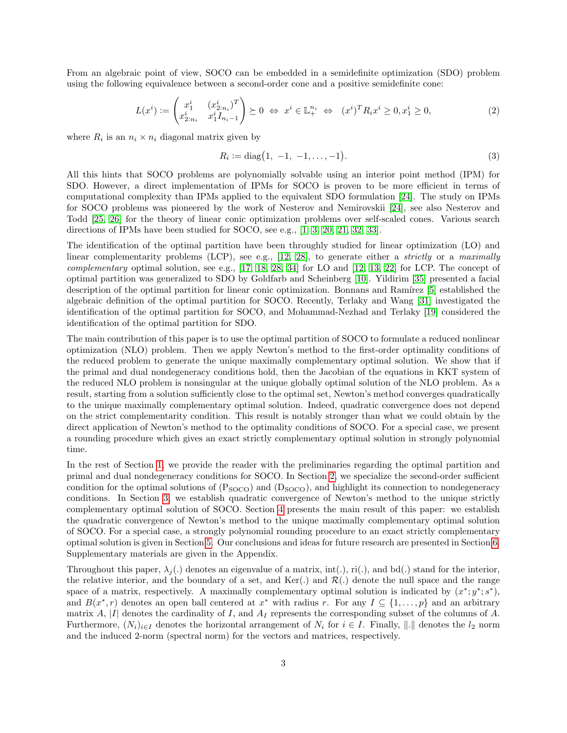From an algebraic point of view, SOCO can be embedded in a semidefinite optimization (SDO) problem using the following equivalence between a second-order cone and a positive semidefinite cone:

$$L(x^i) := \begin{pmatrix} x_1^i & (x_{2:n_i}^i)^T \\ x_{2:n_i}^i & x_1^i I_{n_i-1} \end{pmatrix} \succeq 0 \;\Leftrightarrow\; x^i \in \mathbb{L}_+^{n_i} \;\Leftrightarrow\; (x^i)^T R_i x^i \geq 0, x_1^i \geq 0, \tag{2}$$

where $R_i$ is an $n_i \times n_i$ diagonal matrix given by

$$R_i := \operatorname{diag}\big(1, \ -1, \ -1, \ldots, -1\big). \tag{3}$$

All this hints that SOCO problems are polynomially solvable using an interior point method (IPM) for SDO. However, a direct implementation of IPMs for SOCO is proven to be more efficient in terms of computational complexity than IPMs applied to the equivalent SDO formulation [24]. The study on IPMs for SOCO problems was pioneered by the work of Nesterov and Nemirovskii [24], see also Nesterov and Todd [25, 26] for the theory of linear conic optimization problems over self-scaled cones. Various search directions of IPMs have been studied for SOCO, see e.g., [1, 3, 20, 21, 32, 33].

The identification of the optimal partition have been throughly studied for linear optimization (LO) and linear complementarity problems (LCP), see e.g., [12, 28], to generate either a *strictly* or a *maximally complementary* optimal solution, see e.g., [17, 18, 28, 34] for LO and [12, 13, 22] for LCP. The concept of optimal partition was generalized to SDO by Goldfarb and Scheinberg [10]. Yildirim [35] presented a facial description of the optimal partition for linear conic optimization. Bonnans and Ramírez [5] established the algebraic definition of the optimal partition for SOCO. Recently, Terlaky and Wang [31] investigated the identification of the optimal partition for SOCO, and Mohammad-Nezhad and Terlaky [19] considered the identification of the optimal partition for SDO.

The main contribution of this paper is to use the optimal partition of SOCO to formulate a reduced nonlinear optimization (NLO) problem. Then we apply Newton's method to the first-order optimality conditions of the reduced problem to generate the unique maximally complementary optimal solution. We show that if the primal and dual nondegeneracy conditions hold, then the Jacobian of the equations in KKT system of the reduced NLO problem is nonsingular at the unique globally optimal solution of the NLO problem. As a result, starting from a solution sufficiently close to the optimal set, Newton's method converges quadratically to the unique maximally complementary optimal solution. Indeed, quadratic convergence does not depend on the strict complementarity condition. This result is notably stronger than what we could obtain by the direct application of Newton's method to the optimality conditions of SOCO. For a special case, we present a rounding procedure which gives an exact strictly complementary optimal solution in strongly polynomial time.

In the rest of Section 1, we provide the reader with the preliminaries regarding the optimal partition and primal and dual nondegeneracy conditions for SOCO. In Section 2, we specialize the second-order sufficient condition for the optimal solutions of ($\text{P}_{\text{SOCO}}$) and ($\text{D}_{\text{SOCO}}$), and highlight its connection to nondegeneracy conditions. In Section 3, we establish quadratic convergence of Newton's method to the unique strictly complementary optimal solution of SOCO. Section 4 presents the main result of this paper: we establish the quadratic convergence of Newton's method to the unique maximally complementary optimal solution of SOCO. For a special case, a strongly polynomial rounding procedure to an exact strictly complementary optimal solution is given in Section 5. Our conclusions and ideas for future research are presented in Section 6. Supplementary materials are given in the Appendix.

Throughout this paper, $\lambda_j(.)$ denotes an eigenvalue of a matrix, int(.), ri(.), and bd(.) stand for the interior, the relative interior, and the boundary of a set, and Ker(.) and $\mathcal{R}(.)$ denote the null space and the range space of a matrix, respectively. A maximally complementary optimal solution is indicated by $(x^*; y^*; s^*)$, and $B(x^*, r)$ denotes an open ball centered at $x^*$ with radius $r$. For any $I \subseteq \{1, \ldots, p\}$ and an arbitrary matrix $A$, $|I|$ denotes the cardinality of $I$, and $A_I$ represents the corresponding subset of the columns of $A$. Furthermore, $(N_i)_{i \in I}$ denotes the horizontal arrangement of $N_i$ for $i \in I$. Finally, $\|.\|$ denotes the $l_2$ norm and the induced 2-norm (spectral norm) for the vectors and matrices, respectively.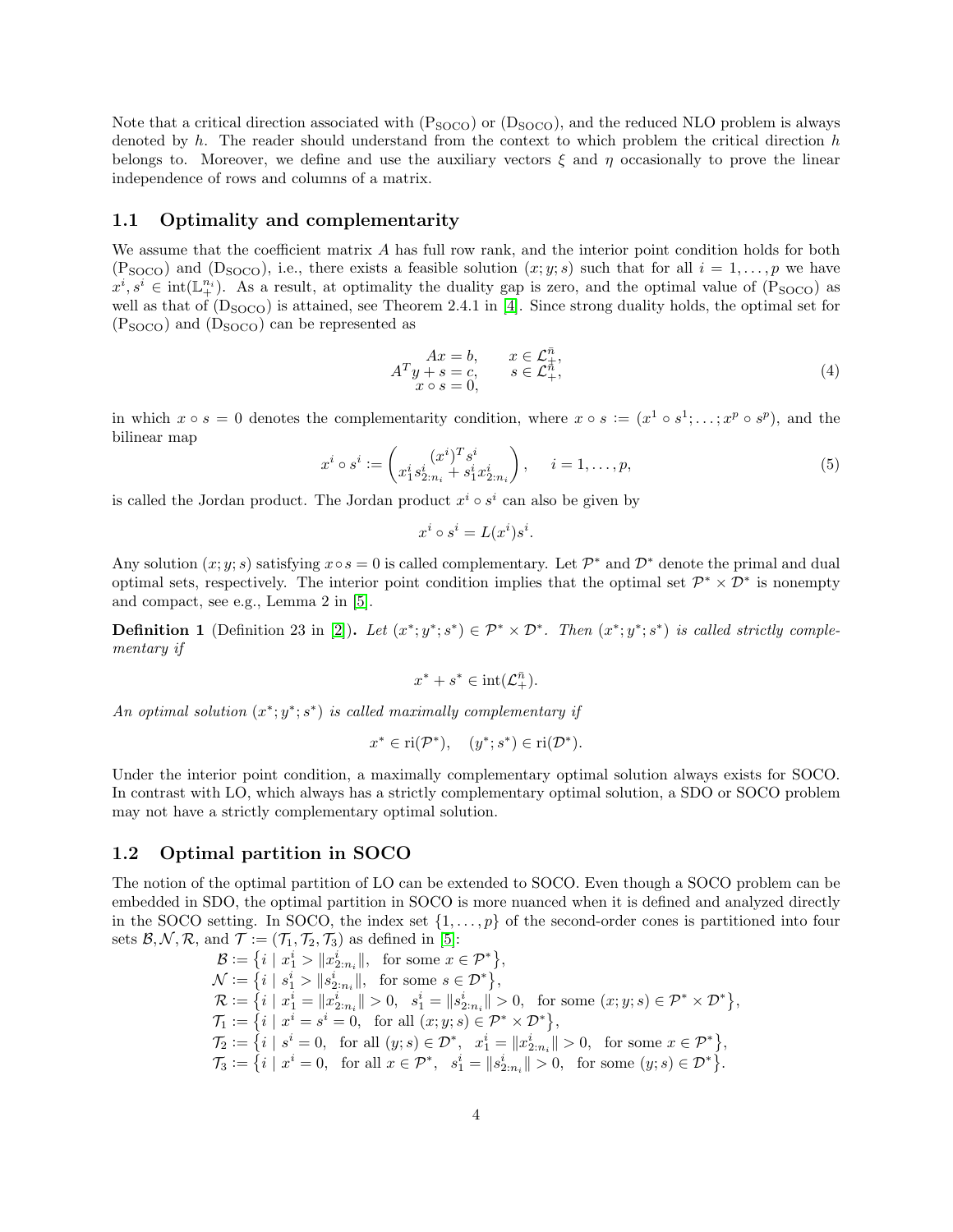Note that a critical direction associated with ($\mathrm{P_{SOCO}}$) or ($\mathrm{D_{SOCO}}$), and the reduced NLO problem is always denoted by $h$. The reader should understand from the context to which problem the critical direction $h$ belongs to. Moreover, we define and use the auxiliary vectors $\xi$ and $\eta$ occasionally to prove the linear independence of rows and columns of a matrix.

## 1.1 Optimality and complementarity

We assume that the coefficient matrix $A$ has full row rank, and the interior point condition holds for both ($\mathrm{P_{SOCO}}$) and ($\mathrm{D_{SOCO}}$), i.e., there exists a feasible solution $(x; y; s)$ such that for all $i = 1, \ldots, p$ we have $x^i, s^i \in \mathrm{int}(\mathbb{L}_+^{n_i})$. As a result, at optimality the duality gap is zero, and the optimal value of ($\mathrm{P_{SOCO}}$) as well as that of ($\mathrm{D_{SOCO}}$) is attained, see Theorem 2.4.1 in [4]. Since strong duality holds, the optimal set for ($\mathrm{P_{SOCO}}$) and ($\mathrm{D_{SOCO}}$) can be represented as

$$
\begin{array}{rl}
Ax = b, & \quad x \in \mathcal{L}_+^{\bar{n}}, \\
A^T y + s = c, & \quad s \in \mathcal{L}_+^{\bar{n}}, \\
x \circ s = 0, &
\end{array}
\tag{4}
$$

in which $x \circ s = 0$ denotes the complementarity condition, where $x \circ s := (x^1 \circ s^1; \ldots; x^p \circ s^p)$, and the bilinear map

$$
x^i \circ s^i := \begin{pmatrix} (x^i)^T s^i \\ x_1^i s_{2:n_i}^i + s_1^i x_{2:n_i}^i \end{pmatrix}, \qquad i = 1, \ldots, p,
\tag{5}
$$

is called the Jordan product. The Jordan product $x^i \circ s^i$ can also be given by

$$
x^i \circ s^i = L(x^i) s^i.
$$

Any solution $(x; y; s)$ satisfying $x \circ s = 0$ is called complementary. Let $\mathcal{P}^*$ and $\mathcal{D}^*$ denote the primal and dual optimal sets, respectively. The interior point condition implies that the optimal set $\mathcal{P}^* \times \mathcal{D}^*$ is nonempty and compact, see e.g., Lemma 2 in [5].

**Definition 1** (Definition 23 in [2]). *Let $(x^*; y^*; s^*) \in \mathcal{P}^* \times \mathcal{D}^*$. Then $(x^*; y^*; s^*)$ is called strictly complementary if*

$$
x^* + s^* \in \mathrm{int}(\mathcal{L}_+^{\bar{n}}).
$$

*An optimal solution $(x^*; y^*; s^*)$ is called maximally complementary if*

$$
x^* \in \mathrm{ri}(\mathcal{P}^*), \quad (y^*; s^*) \in \mathrm{ri}(\mathcal{D}^*).
$$

Under the interior point condition, a maximally complementary optimal solution always exists for SOCO. In contrast with LO, which always has a strictly complementary optimal solution, a SDO or SOCO problem may not have a strictly complementary optimal solution.

## 1.2 Optimal partition in SOCO

The notion of the optimal partition of LO can be extended to SOCO. Even though a SOCO problem can be embedded in SDO, the optimal partition in SOCO is more nuanced when it is defined and analyzed directly in the SOCO setting. In SOCO, the index set $\{1, \ldots, p\}$ of the second-order cones is partitioned into four sets $\mathcal{B}, \mathcal{N}, \mathcal{R}$, and $\mathcal{T} := (\mathcal{T}_1, \mathcal{T}_2, \mathcal{T}_3)$ as defined in [5]:

$$
\begin{aligned}
\mathcal{B} &:= \big\{ i \mid x_1^i > \|x_{2:n_i}^i\|, \ \text{ for some } x \in \mathcal{P}^* \big\}, \\
\mathcal{N} &:= \big\{ i \mid s_1^i > \|s_{2:n_i}^i\|, \ \text{ for some } s \in \mathcal{D}^* \big\}, \\
\mathcal{R} &:= \big\{ i \mid x_1^i = \|x_{2:n_i}^i\| > 0, \ \ s_1^i = \|s_{2:n_i}^i\| > 0, \ \text{ for some } (x; y; s) \in \mathcal{P}^* \times \mathcal{D}^* \big\}, \\
\mathcal{T}_1 &:= \big\{ i \mid x^i = s^i = 0, \ \text{ for all } (x; y; s) \in \mathcal{P}^* \times \mathcal{D}^* \big\}, \\
\mathcal{T}_2 &:= \big\{ i \mid s^i = 0, \ \text{ for all } (y; s) \in \mathcal{D}^*, \ \ x_1^i = \|x_{2:n_i}^i\| > 0, \ \text{ for some } x \in \mathcal{P}^* \big\}, \\
\mathcal{T}_3 &:= \big\{ i \mid x^i = 0, \ \text{ for all } x \in \mathcal{P}^*, \ \ s_1^i = \|s_{2:n_i}^i\| > 0, \ \text{ for some } (y; s) \in \mathcal{D}^* \big\}.
\end{aligned}
$$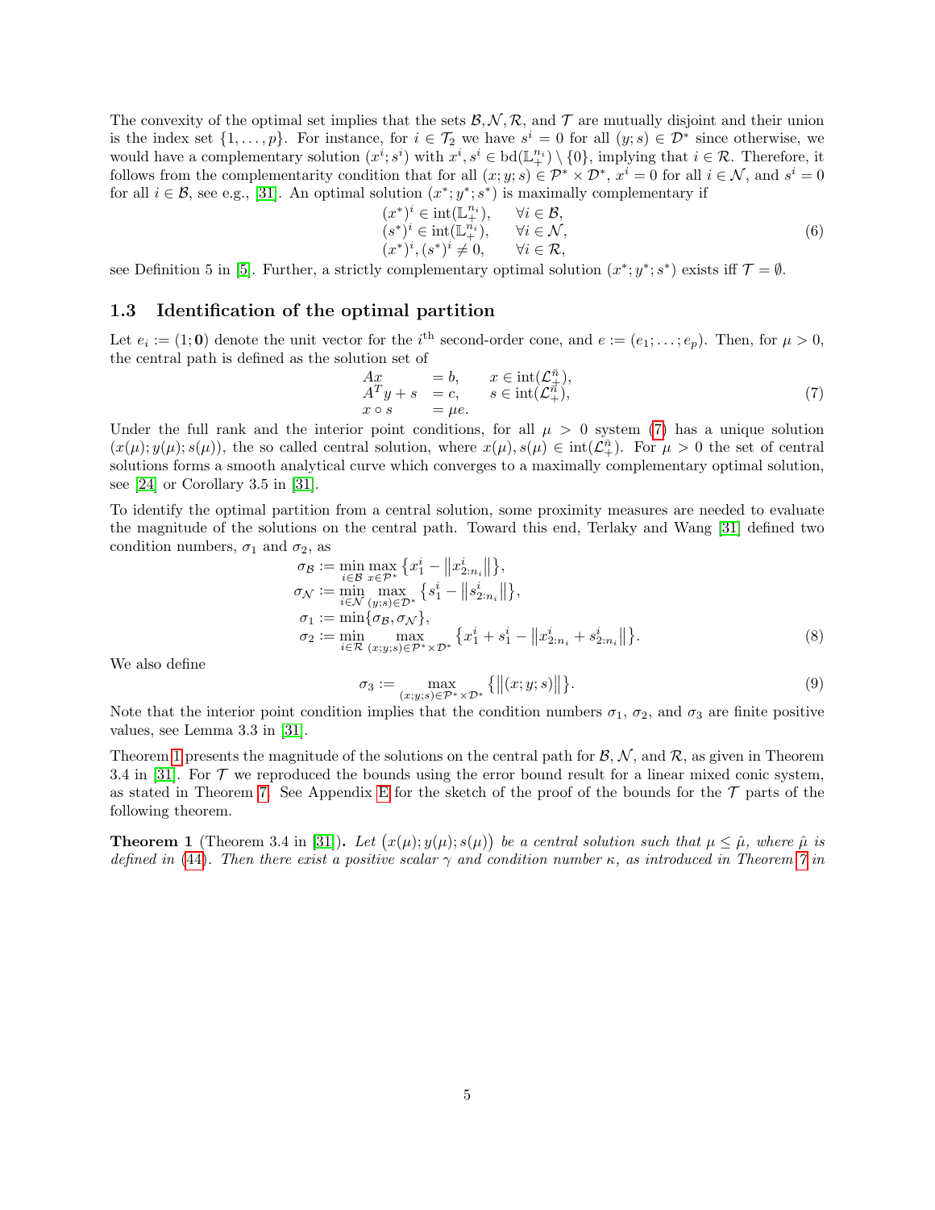The convexity of the optimal set implies that the sets $\mathcal{B}, \mathcal{N}, \mathcal{R}$, and $\mathcal{T}$ are mutually disjoint and their union is the index set $\{1, \ldots, p\}$. For instance, for $i \in \mathcal{T}_2$ we have $s^i = 0$ for all $(y; s) \in \mathcal{D}^*$ since otherwise, we would have a complementary solution $(x^i; s^i)$ with $x^i, s^i \in \operatorname{bd}(\mathbb{L}_+^{n_i}) \setminus \{0\}$, implying that $i \in \mathcal{R}$. Therefore, it follows from the complementarity condition that for all $(x; y; s) \in \mathcal{P}^* \times \mathcal{D}^*$, $x^i = 0$ for all $i \in \mathcal{N}$, and $s^i = 0$ for all $i \in \mathcal{B}$, see e.g., [31]. An optimal solution $(x^*; y^*; s^*)$ is maximally complementary if

$$
\begin{array}{ll}
(x^*)^i \in \operatorname{int}(\mathbb{L}_+^{n_i}), & \forall i \in \mathcal{B}, \\
(s^*)^i \in \operatorname{int}(\mathbb{L}_+^{n_i}), & \forall i \in \mathcal{N}, \\
(x^*)^i, (s^*)^i \neq 0, & \forall i \in \mathcal{R},
\end{array}
\tag{6}
$$

see Definition 5 in [5]. Further, a strictly complementary optimal solution $(x^*; y^*; s^*)$ exists iff $\mathcal{T} = \emptyset$.

### 1.3 Identification of the optimal partition

Let $e_i := (1; \mathbf{0})$ denote the unit vector for the $i^{\text{th}}$ second-order cone, and $e := (e_1; \ldots; e_p)$. Then, for $\mu > 0$, the central path is defined as the solution set of

$$
\begin{array}{llll}
Ax & = b, & x \in \operatorname{int}(\mathcal{L}_+^{\bar{n}}), \\
A^T y + s & = c, & s \in \operatorname{int}(\mathcal{L}_+^{\bar{n}}), \\
x \circ s & = \mu e.
\end{array}
\tag{7}
$$

Under the full rank and the interior point conditions, for all $\mu > 0$ system (7) has a unique solution $(x(\mu); y(\mu); s(\mu))$, the so called central solution, where $x(\mu), s(\mu) \in \operatorname{int}(\mathcal{L}_+^{\bar{n}})$. For $\mu > 0$ the set of central solutions forms a smooth analytical curve which converges to a maximally complementary optimal solution, see [24] or Corollary 3.5 in [31].

To identify the optimal partition from a central solution, some proximity measures are needed to evaluate the magnitude of the solutions on the central path. Toward this end, Terlaky and Wang [31] defined two condition numbers, $\sigma_1$ and $\sigma_2$, as

$$
\begin{aligned}
\sigma_{\mathcal{B}} &:= \min_{i \in \mathcal{B}} \max_{x \in \mathcal{P}^*} \left\{ x_1^i - \left\| x_{2:n_i}^i \right\| \right\}, \\
\sigma_{\mathcal{N}} &:= \min_{i \in \mathcal{N}} \max_{(y;s) \in \mathcal{D}^*} \left\{ s_1^i - \left\| s_{2:n_i}^i \right\| \right\}, \\
\sigma_1 &:= \min\{\sigma_{\mathcal{B}}, \sigma_{\mathcal{N}}\}, \\
\sigma_2 &:= \min_{i \in \mathcal{R}} \max_{(x;y;s) \in \mathcal{P}^* \times \mathcal{D}^*} \left\{ x_1^i + s_1^i - \left\| x_{2:n_i}^i + s_{2:n_i}^i \right\| \right\}.
\end{aligned}
\tag{8}
$$

We also define

$$
\sigma_3 := \max_{(x;y;s) \in \mathcal{P}^* \times \mathcal{D}^*} \left\{ \left\| (x; y; s) \right\| \right\}.
\tag{9}
$$

Note that the interior point condition implies that the condition numbers $\sigma_1$, $\sigma_2$, and $\sigma_3$ are finite positive values, see Lemma 3.3 in [31].

Theorem 1 presents the magnitude of the solutions on the central path for $\mathcal{B}, \mathcal{N}$, and $\mathcal{R}$, as given in Theorem 3.4 in [31]. For $\mathcal{T}$ we reproduced the bounds using the error bound result for a linear mixed conic system, as stated in Theorem 7. See Appendix E for the sketch of the proof of the bounds for the $\mathcal{T}$ parts of the following theorem.

**Theorem 1** (Theorem 3.4 in [31])**.** *Let $\big(x(\mu); y(\mu); s(\mu)\big)$ be a central solution such that $\mu \leq \hat{\mu}$, where $\hat{\mu}$ is defined in (44). Then there exist a positive scalar $\gamma$ and condition number $\kappa$, as introduced in Theorem 7 in*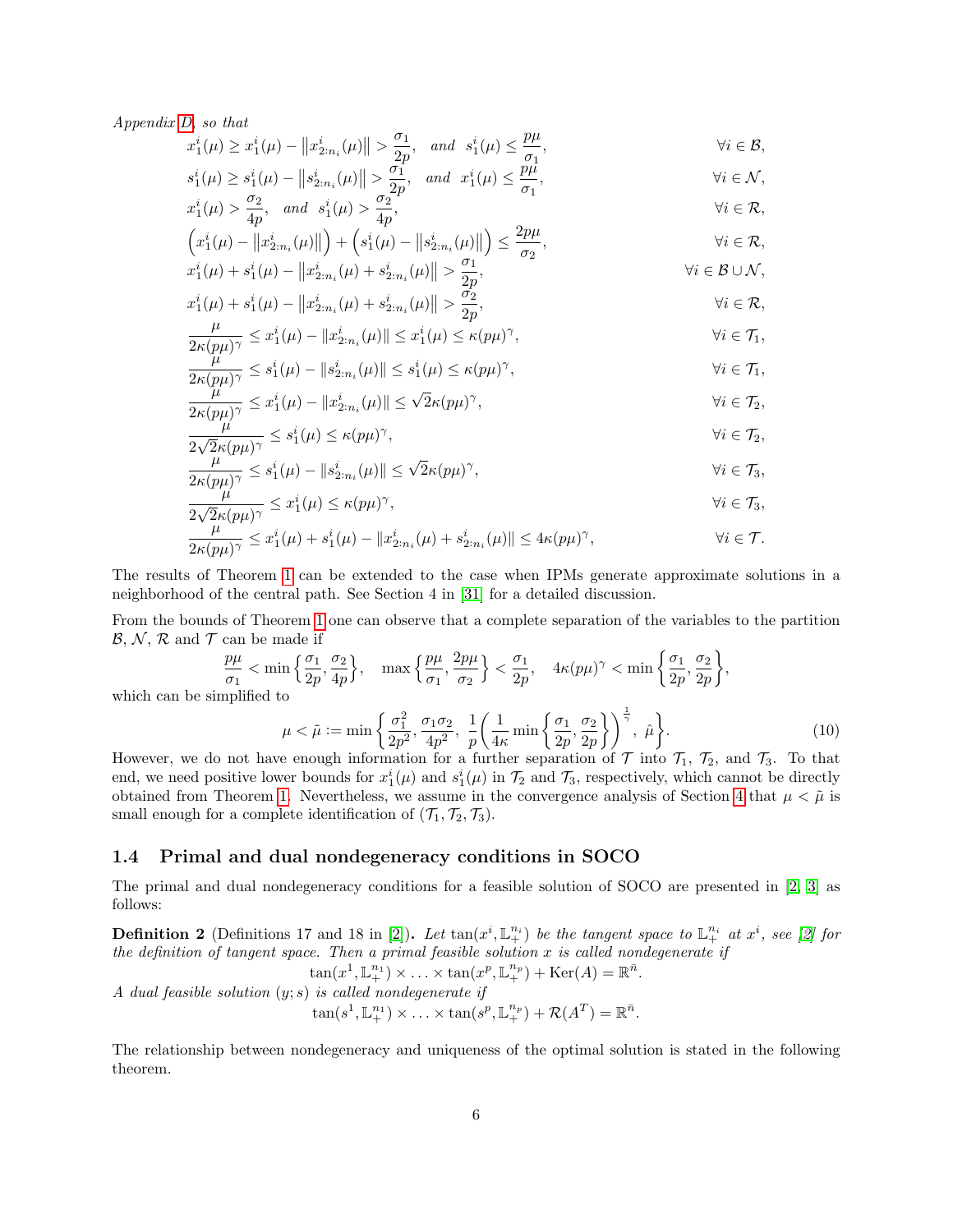*Appendix D, so that*

$$
\begin{aligned}
&x_1^i(\mu) \geq x_1^i(\mu) - \left\|x_{2:n_i}^i(\mu)\right\| > \frac{\sigma_1}{2p}, \quad \text{and} \quad s_1^i(\mu) \leq \frac{p\mu}{\sigma_1}, && \forall i \in \mathcal{B},\\
&s_1^i(\mu) \geq s_1^i(\mu) - \left\|s_{2:n_i}^i(\mu)\right\| > \frac{\sigma_1}{2p}, \quad \text{and} \quad x_1^i(\mu) \leq \frac{p\mu}{\sigma_1}, && \forall i \in \mathcal{N},\\
&x_1^i(\mu) > \frac{\sigma_2}{4p}, \quad \text{and} \quad s_1^i(\mu) > \frac{\sigma_2}{4p}, && \forall i \in \mathcal{R},\\
&\left(x_1^i(\mu) - \left\|x_{2:n_i}^i(\mu)\right\|\right) + \left(s_1^i(\mu) - \left\|s_{2:n_i}^i(\mu)\right\|\right) \leq \frac{2p\mu}{\sigma_2}, && \forall i \in \mathcal{R},\\
&x_1^i(\mu) + s_1^i(\mu) - \left\|x_{2:n_i}^i(\mu) + s_{2:n_i}^i(\mu)\right\| > \frac{\sigma_1}{2p}, && \forall i \in \mathcal{B} \cup \mathcal{N},\\
&x_1^i(\mu) + s_1^i(\mu) - \left\|x_{2:n_i}^i(\mu) + s_{2:n_i}^i(\mu)\right\| > \frac{\sigma_2}{2p}, && \forall i \in \mathcal{R},\\
&\frac{\mu}{2\kappa(p\mu)^\gamma} \leq x_1^i(\mu) - \|x_{2:n_i}^i(\mu)\| \leq x_1^i(\mu) \leq \kappa(p\mu)^\gamma, && \forall i \in \mathcal{T}_1,\\
&\frac{\mu}{2\kappa(p\mu)^\gamma} \leq s_1^i(\mu) - \|s_{2:n_i}^i(\mu)\| \leq s_1^i(\mu) \leq \kappa(p\mu)^\gamma, && \forall i \in \mathcal{T}_1,\\
&\frac{\mu}{2\kappa(p\mu)^\gamma} \leq x_1^i(\mu) - \|x_{2:n_i}^i(\mu)\| \leq \sqrt{2}\kappa(p\mu)^\gamma, && \forall i \in \mathcal{T}_2,\\
&\frac{\mu}{2\sqrt{2}\kappa(p\mu)^\gamma} \leq s_1^i(\mu) \leq \kappa(p\mu)^\gamma, && \forall i \in \mathcal{T}_2,\\
&\frac{\mu}{2\kappa(p\mu)^\gamma} \leq s_1^i(\mu) - \|s_{2:n_i}^i(\mu)\| \leq \sqrt{2}\kappa(p\mu)^\gamma, && \forall i \in \mathcal{T}_3,\\
&\frac{\mu}{2\sqrt{2}\kappa(p\mu)^\gamma} \leq x_1^i(\mu) \leq \kappa(p\mu)^\gamma, && \forall i \in \mathcal{T}_3,\\
&\frac{\mu}{2\kappa(p\mu)^\gamma} \leq x_1^i(\mu) + s_1^i(\mu) - \|x_{2:n_i}^i(\mu) + s_{2:n_i}^i(\mu)\| \leq 4\kappa(p\mu)^\gamma, && \forall i \in \mathcal{T}.
\end{aligned}
$$

The results of Theorem 1 can be extended to the case when IPMs generate approximate solutions in a neighborhood of the central path. See Section 4 in [31] for a detailed discussion.

From the bounds of Theorem 1 one can observe that a complete separation of the variables to the partition $\mathcal{B}$, $\mathcal{N}$, $\mathcal{R}$ and $\mathcal{T}$ can be made if

$$
\frac{p\mu}{\sigma_1} < \min\left\{\frac{\sigma_1}{2p}, \frac{\sigma_2}{4p}\right\}, \quad \max\left\{\frac{p\mu}{\sigma_1}, \frac{2p\mu}{\sigma_2}\right\} < \frac{\sigma_1}{2p}, \quad 4\kappa(p\mu)^\gamma < \min\left\{\frac{\sigma_1}{2p}, \frac{\sigma_2}{2p}\right\},
$$

which can be simplified to

$$
\mu < \tilde{\mu} := \min\left\{\frac{\sigma_1^2}{2p^2}, \frac{\sigma_1\sigma_2}{4p^2}, \frac{1}{p}\left(\frac{1}{4\kappa}\min\left\{\frac{\sigma_1}{2p}, \frac{\sigma_2}{2p}\right\}\right)^{\frac{1}{\gamma}}, \hat{\mu}\right\}. \tag{10}
$$

However, we do not have enough information for a further separation of $\mathcal{T}$ into $\mathcal{T}_1$, $\mathcal{T}_2$, and $\mathcal{T}_3$. To that end, we need positive lower bounds for $x_1^i(\mu)$ and $s_1^i(\mu)$ in $\mathcal{T}_2$ and $\mathcal{T}_3$, respectively, which cannot be directly obtained from Theorem 1. Nevertheless, we assume in the convergence analysis of Section 4 that $\mu < \tilde{\mu}$ is small enough for a complete identification of $(\mathcal{T}_1, \mathcal{T}_2, \mathcal{T}_3)$.

## 1.4 Primal and dual nondegeneracy conditions in SOCO

The primal and dual nondegeneracy conditions for a feasible solution of SOCO are presented in [2, 3] as follows:

**Definition 2** (Definitions 17 and 18 in [2]). *Let $\tan(x^i, \mathbb{L}_+^{n_i})$ be the tangent space to $\mathbb{L}_+^{n_i}$ at $x^i$, see [2] for the definition of tangent space. Then a primal feasible solution $x$ is called nondegenerate if*

$$
\tan(x^1, \mathbb{L}_+^{n_1}) \times \ldots \times \tan(x^p, \mathbb{L}_+^{n_p}) + \operatorname{Ker}(A) = \mathbb{R}^{\bar{n}}.
$$

*A dual feasible solution $(y; s)$ is called nondegenerate if*

$$
\tan(s^1, \mathbb{L}_+^{n_1}) \times \ldots \times \tan(s^p, \mathbb{L}_+^{n_p}) + \mathcal{R}(A^T) = \mathbb{R}^{\bar{n}}.
$$

The relationship between nondegeneracy and uniqueness of the optimal solution is stated in the following theorem.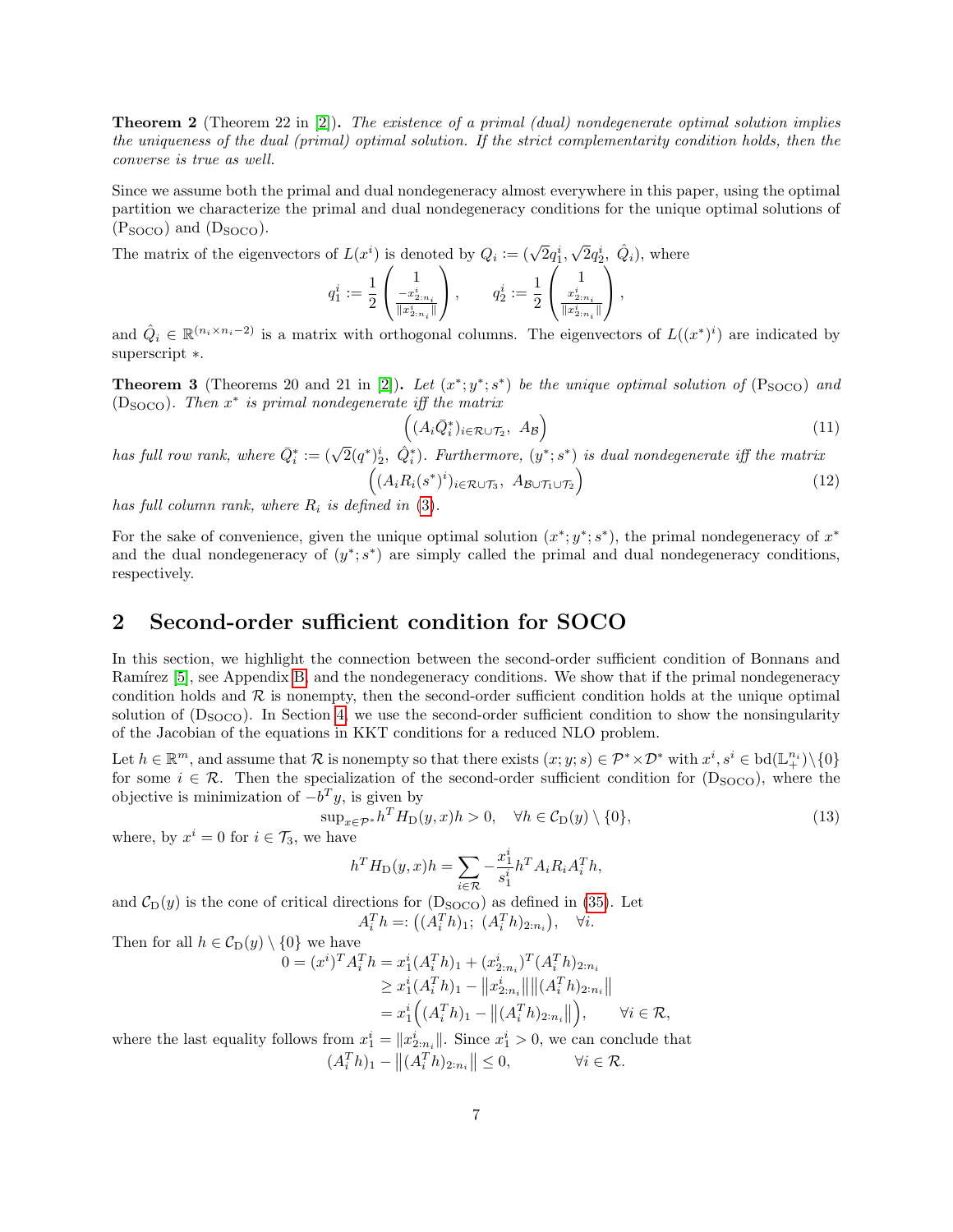**Theorem 2** (Theorem 22 in [2]). *The existence of a primal (dual) nondegenerate optimal solution implies the uniqueness of the dual (primal) optimal solution. If the strict complementarity condition holds, then the converse is true as well.*

Since we assume both the primal and dual nondegeneracy almost everywhere in this paper, using the optimal partition we characterize the primal and dual nondegeneracy conditions for the unique optimal solutions of ($\mathrm{P_{SOCO}}$) and ($\mathrm{D_{SOCO}}$).

The matrix of the eigenvectors of $L(x^i)$ is denoted by $Q_i := (\sqrt{2}q_1^i, \sqrt{2}q_2^i,\ \hat{Q}_i)$, where

$$
q_1^i := \frac{1}{2}\begin{pmatrix} 1 \\ \frac{-x^i_{2:n_i}}{\|x^i_{2:n_i}\|} \end{pmatrix}, \qquad q_2^i := \frac{1}{2}\begin{pmatrix} 1 \\ \frac{x^i_{2:n_i}}{\|x^i_{2:n_i}\|} \end{pmatrix},
$$

and $\hat{Q}_i \in \mathbb{R}^{(n_i \times n_i - 2)}$ is a matrix with orthogonal columns. The eigenvectors of $L((x^*)^i)$ are indicated by superscript $*$.

**Theorem 3** (Theorems 20 and 21 in [2]). *Let $(x^*; y^*; s^*)$ be the unique optimal solution of ($\mathrm{P_{SOCO}}$) and ($\mathrm{D_{SOCO}}$). Then $x^*$ is primal nondegenerate iff the matrix*

$$
\Big( (A_i \bar{Q}_i^*)_{i \in \mathcal{R} \cup \mathcal{T}_2},\ A_{\mathcal{B}} \Big) \tag{11}
$$

*has full row rank, where $\bar{Q}_i^* := (\sqrt{2}(q^*)_2^i,\ \hat{Q}_i^*)$. Furthermore, $(y^*; s^*)$ is dual nondegenerate iff the matrix*

$$
\Big( (A_i R_i (s^*)^i)_{i \in \mathcal{R} \cup \mathcal{T}_3},\ A_{\mathcal{B} \cup \mathcal{T}_1 \cup \mathcal{T}_2} \Big) \tag{12}
$$

*has full column rank, where $R_i$ is defined in (3).*

For the sake of convenience, given the unique optimal solution $(x^*; y^*; s^*)$, the primal nondegeneracy of $x^*$ and the dual nondegeneracy of $(y^*; s^*)$ are simply called the primal and dual nondegeneracy conditions, respectively.

## 2 Second-order sufficient condition for SOCO

In this section, we highlight the connection between the second-order sufficient condition of Bonnans and Ramírez [5], see Appendix B, and the nondegeneracy conditions. We show that if the primal nondegeneracy condition holds and $\mathcal{R}$ is nonempty, then the second-order sufficient condition holds at the unique optimal solution of ($\mathrm{D_{SOCO}}$). In Section 4, we use the second-order sufficient condition to show the nonsingularity of the Jacobian of the equations in KKT conditions for a reduced NLO problem.

Let $h \in \mathbb{R}^m$, and assume that $\mathcal{R}$ is nonempty so that there exists $(x; y; s) \in \mathcal{P}^* \times \mathcal{D}^*$ with $x^i, s^i \in \mathrm{bd}(\mathbb{L}_+^{n_i}) \setminus \{0\}$ for some $i \in \mathcal{R}$. Then the specialization of the second-order sufficient condition for ($\mathrm{D_{SOCO}}$), where the objective is minimization of $-b^T y$, is given by

$$
\sup\nolimits_{x \in \mathcal{P}^*} h^T H_{\mathrm{D}}(y, x) h > 0, \quad \forall h \in \mathcal{C}_{\mathrm{D}}(y) \setminus \{0\}, \tag{13}
$$

where, by $x^i = 0$ for $i \in \mathcal{T}_3$, we have

$$
h^T H_{\mathrm{D}}(y, x) h = \sum_{i \in \mathcal{R}} -\frac{x_1^i}{s_1^i} h^T A_i R_i A_i^T h,
$$

and $\mathcal{C}_{\mathrm{D}}(y)$ is the cone of critical directions for ($\mathrm{D_{SOCO}}$) as defined in (35). Let

$$
A_i^T h =: \big( (A_i^T h)_1;\ (A_i^T h)_{2:n_i} \big), \quad \forall i.
$$

Then for all $h \in \mathcal{C}_{\mathrm{D}}(y) \setminus \{0\}$ we have

$$
\begin{aligned}
0 = (x^i)^T A_i^T h &= x_1^i (A_i^T h)_1 + (x^i_{2:n_i})^T (A_i^T h)_{2:n_i} \\
&\geq x_1^i (A_i^T h)_1 - \big\|x^i_{2:n_i}\big\| \big\|(A_i^T h)_{2:n_i}\big\| \\
&= x_1^i \Big( (A_i^T h)_1 - \big\|(A_i^T h)_{2:n_i}\big\| \Big), \qquad \forall i \in \mathcal{R},
\end{aligned}
$$

where the last equality follows from $x_1^i = \|x^i_{2:n_i}\|$. Since $x_1^i > 0$, we can conclude that

$$
(A_i^T h)_1 - \big\|(A_i^T h)_{2:n_i}\big\| \leq 0, \qquad \forall i \in \mathcal{R}.
$$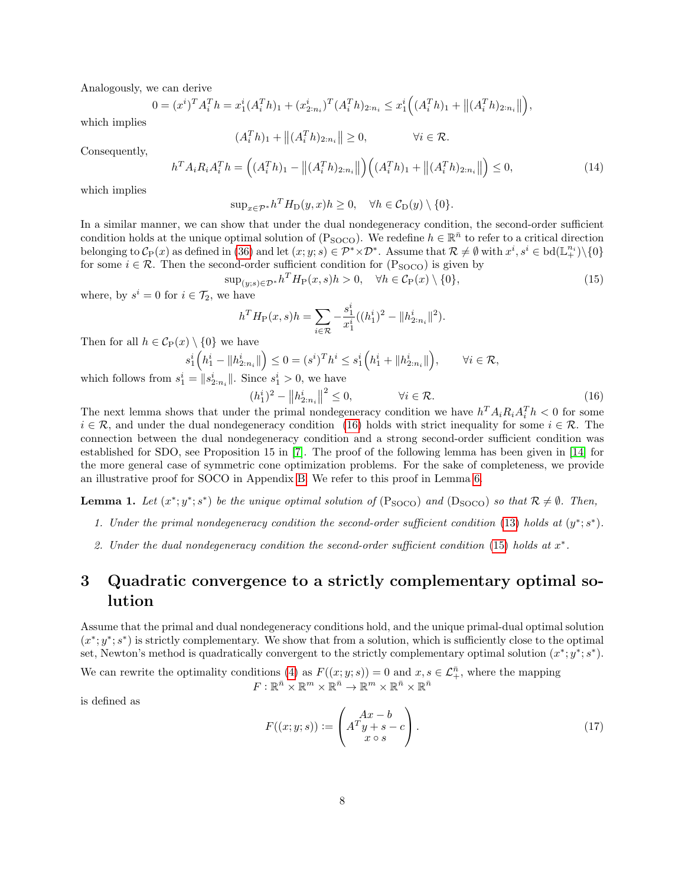Analogously, we can derive

$$0 = (x^i)^T A_i^T h = x_1^i (A_i^T h)_1 + (x_{2:n_i}^i)^T (A_i^T h)_{2:n_i} \le x_1^i \Big( (A_i^T h)_1 + \big\| (A_i^T h)_{2:n_i} \big\| \Big),$$

which implies

$$(A_i^T h)_1 + \big\| (A_i^T h)_{2:n_i} \big\| \ge 0, \qquad \forall i \in \mathcal{R}.$$

Consequently,

$$h^T A_i R_i A_i^T h = \Big( (A_i^T h)_1 - \big\| (A_i^T h)_{2:n_i} \big\| \Big) \Big( (A_i^T h)_1 + \big\| (A_i^T h)_{2:n_i} \big\| \Big) \le 0, \tag{14}$$

which implies

$$\sup\nolimits_{x \in \mathcal{P}^*} h^T H_{\mathrm{D}}(y,x) h \ge 0, \quad \forall h \in \mathcal{C}_{\mathrm{D}}(y) \setminus \{0\}.$$

In a similar manner, we can show that under the dual nondegeneracy condition, the second-order sufficient condition holds at the unique optimal solution of ($\mathrm{P_{SOCO}}$). We redefine $h \in \mathbb{R}^{\bar{n}}$ to refer to a critical direction belonging to $\mathcal{C}_{\mathrm{P}}(x)$ as defined in (36) and let $(x;y;s) \in \mathcal{P}^* \times \mathcal{D}^*$. Assume that $\mathcal{R} \neq \emptyset$ with $x^i, s^i \in \mathrm{bd}(\mathbb{L}_+^{n_i}) \setminus \{0\}$ for some $i \in \mathcal{R}$. Then the second-order sufficient condition for ($\mathrm{P_{SOCO}}$) is given by

$$\sup\nolimits_{(y;s) \in \mathcal{D}^*} h^T H_{\mathrm{P}}(x,s) h > 0, \quad \forall h \in \mathcal{C}_{\mathrm{P}}(x) \setminus \{0\}, \tag{15}$$

where, by $s^i = 0$ for $i \in \mathcal{T}_2$, we have

$$h^T H_{\mathrm{P}}(x,s) h = \sum_{i \in \mathcal{R}} -\frac{s_1^i}{x_1^i} \big( (h_1^i)^2 - \|h_{2:n_i}^i\|^2 \big).$$

Then for all $h \in \mathcal{C}_{\mathrm{P}}(x) \setminus \{0\}$ we have

$$s_1^i \Big( h_1^i - \|h_{2:n_i}^i\| \Big) \le 0 = (s^i)^T h^i \le s_1^i \Big( h_1^i + \|h_{2:n_i}^i\| \Big), \qquad \forall i \in \mathcal{R},$$

which follows from $s_1^i = \|s_{2:n_i}^i\|$. Since $s_1^i > 0$, we have

$$(h_1^i)^2 - \big\| h_{2:n_i}^i \big\|^2 \le 0, \qquad \forall i \in \mathcal{R}. \tag{16}$$

The next lemma shows that under the primal nondegeneracy condition we have $h^T A_i R_i A_i^T h < 0$ for some $i \in \mathcal{R}$, and under the dual nondegeneracy condition (16) holds with strict inequality for some $i \in \mathcal{R}$. The connection between the dual nondegeneracy condition and a strong second-order sufficient condition was established for SDO, see Proposition 15 in [7]. The proof of the following lemma has been given in [14] for the more general case of symmetric cone optimization problems. For the sake of completeness, we provide an illustrative proof for SOCO in Appendix B. We refer to this proof in Lemma 6.

**Lemma 1.** *Let $(x^*; y^*; s^*)$ be the unique optimal solution of ($\mathrm{P_{SOCO}}$) and ($\mathrm{D_{SOCO}}$) so that $\mathcal{R} \neq \emptyset$. Then,*

1. *Under the primal nondegeneracy condition the second-order sufficient condition (13) holds at $(y^*; s^*)$.*
2. *Under the dual nondegeneracy condition the second-order sufficient condition (15) holds at $x^*$.*

# 3 Quadratic convergence to a strictly complementary optimal solution

Assume that the primal and dual nondegeneracy conditions hold, and the unique primal-dual optimal solution $(x^*; y^*; s^*)$ is strictly complementary. We show that from a solution, which is sufficiently close to the optimal set, Newton's method is quadratically convergent to the strictly complementary optimal solution $(x^*; y^*; s^*)$.

We can rewrite the optimality conditions (4) as $F((x;y;s)) = 0$ and $x, s \in \mathcal{L}_+^{\bar{n}}$, where the mapping

$$F : \mathbb{R}^{\bar{n}} \times \mathbb{R}^m \times \mathbb{R}^{\bar{n}} \to \mathbb{R}^m \times \mathbb{R}^{\bar{n}} \times \mathbb{R}^{\bar{n}}$$

is defined as

$$F((x;y;s)) := \begin{pmatrix} Ax - b \\ A^T y + s - c \\ x \circ s \end{pmatrix}. \tag{17}$$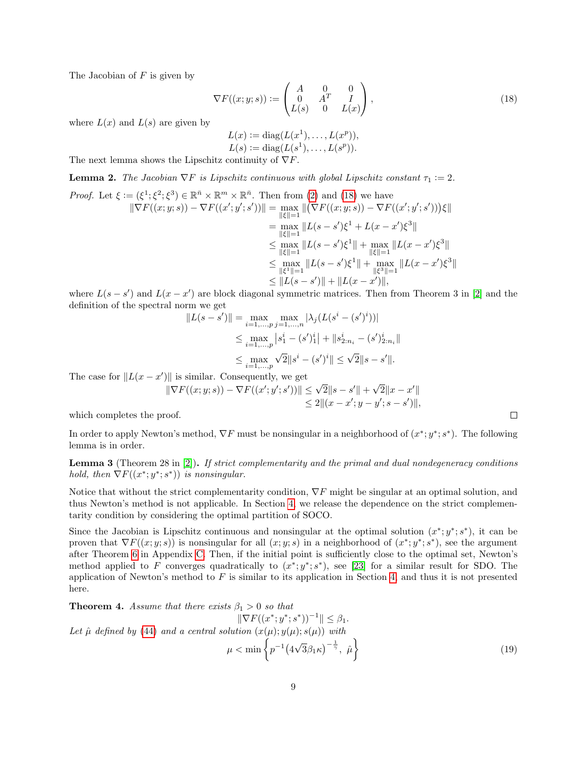The Jacobian of $F$ is given by

$$\nabla F((x;y;s)) := \begin{pmatrix} A & 0 & 0 \\ 0 & A^T & I \\ L(s) & 0 & L(x) \end{pmatrix}, \tag{18}$$

where $L(x)$ and $L(s)$ are given by

$$L(x) := \text{diag}(L(x^1), \ldots, L(x^p)),$$
$$L(s) := \text{diag}(L(s^1), \ldots, L(s^p)).$$

The next lemma shows the Lipschitz continuity of $\nabla F$.

**Lemma 2.** *The Jacobian $\nabla F$ is Lipschitz continuous with global Lipschitz constant $\tau_1 := 2$.*

*Proof.* Let $\xi := (\xi^1; \xi^2; \xi^3) \in \mathbb{R}^{\bar{n}} \times \mathbb{R}^m \times \mathbb{R}^{\bar{n}}$. Then from (2) and (18) we have

$$\begin{aligned}
\|\nabla F((x;y;s)) - \nabla F((x';y';s'))\| &= \max_{\|\xi\|=1} \|\big(\nabla F((x;y;s)) - \nabla F((x';y';s'))\big)\xi\| \\
&= \max_{\|\xi\|=1} \|L(s-s')\xi^1 + L(x-x')\xi^3\| \\
&\leq \max_{\|\xi\|=1} \|L(s-s')\xi^1\| + \max_{\|\xi\|=1} \|L(x-x')\xi^3\| \\
&\leq \max_{\|\xi^1\|=1} \|L(s-s')\xi^1\| + \max_{\|\xi^3\|=1} \|L(x-x')\xi^3\| \\
&\leq \|L(s-s')\| + \|L(x-x')\|,
\end{aligned}$$

where $L(s-s')$ and $L(x-x')$ are block diagonal symmetric matrices. Then from Theorem 3 in [2] and the definition of the spectral norm we get

$$\begin{aligned}
\|L(s-s')\| &= \max_{i=1,\ldots,p} \max_{j=1,\ldots,n} |\lambda_j(L(s^i - (s')^i))| \\
&\leq \max_{i=1,\ldots,p} \left|s_1^i - (s')_1^i\right| + \|s_{2:n_i}^i - (s')_{2:n_i}^i\| \\
&\leq \max_{i=1,\ldots,p} \sqrt{2}\|s^i - (s')^i\| \leq \sqrt{2}\|s-s'\|.
\end{aligned}$$

The case for $\|L(x-x')\|$ is similar. Consequently, we get

$$\begin{aligned}
\|\nabla F((x;y;s)) - \nabla F((x';y';s'))\| &\leq \sqrt{2}\|s-s'\| + \sqrt{2}\|x-x'\| \\
&\leq 2\|(x-x';y-y';s-s')\|,
\end{aligned}$$

which completes the proof. $\square$

In order to apply Newton's method, $\nabla F$ must be nonsingular in a neighborhood of $(x^*;y^*;s^*)$. The following lemma is in order.

**Lemma 3** (Theorem 28 in [2])**.** *If strict complementarity and the primal and dual nondegeneracy conditions hold, then $\nabla F((x^*;y^*;s^*))$ is nonsingular.*

Notice that without the strict complementarity condition, $\nabla F$ might be singular at an optimal solution, and thus Newton's method is not applicable. In Section 4, we release the dependence on the strict complementarity condition by considering the optimal partition of SOCO.

Since the Jacobian is Lipschitz continuous and nonsingular at the optimal solution $(x^*;y^*;s^*)$, it can be proven that $\nabla F((x;y;s))$ is nonsingular for all $(x;y;s)$ in a neighborhood of $(x^*;y^*;s^*)$, see the argument after Theorem 6 in Appendix C. Then, if the initial point is sufficiently close to the optimal set, Newton's method applied to $F$ converges quadratically to $(x^*;y^*;s^*)$, see [23] for a similar result for SDO. The application of Newton's method to $F$ is similar to its application in Section 4 and thus it is not presented here.

**Theorem 4.** *Assume that there exists $\beta_1 > 0$ so that*

$$\|\nabla F((x^*;y^*;s^*))^{-1}\| \leq \beta_1.$$

*Let $\hat{\mu}$ defined by (44) and a central solution $(x(\mu);y(\mu);s(\mu))$ with*

$$\mu < \min\left\{p^{-1}\big(4\sqrt{3}\beta_1\kappa\big)^{-\frac{1}{\gamma}},\ \hat{\mu}\right\} \tag{19}$$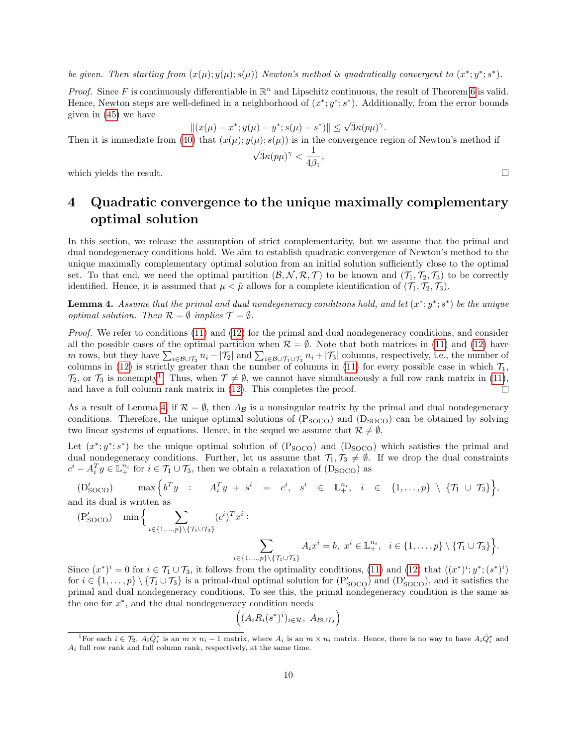*be given. Then starting from $(x(\mu); y(\mu); s(\mu))$ Newton's method is quadratically convergent to $(x^*; y^*; s^*)$.*

*Proof.* Since $F$ is continuously differentiable in $\mathbb{R}^n$ and Lipschitz continuous, the result of Theorem 6 is valid. Hence, Newton steps are well-defined in a neighborhood of $(x^*; y^*; s^*)$. Additionally, from the error bounds given in (45) we have

$$\|(x(\mu) - x^*; y(\mu) - y^*; s(\mu) - s^*)\| \leq \sqrt{3}\kappa(p\mu)^\gamma.$$

Then it is immediate from (40) that $(x(\mu); y(\mu); s(\mu))$ is in the convergence region of Newton's method if

$$\sqrt{3}\kappa(p\mu)^\gamma < \frac{1}{4\beta_1},$$

which yields the result. □

# 4 Quadratic convergence to the unique maximally complementary optimal solution

In this section, we release the assumption of strict complementarity, but we assume that the primal and dual nondegeneracy conditions hold. We aim to establish quadratic convergence of Newton's method to the unique maximally complementary optimal solution from an initial solution sufficiently close to the optimal set. To that end, we need the optimal partition $(\mathcal{B}, \mathcal{N}, \mathcal{R}, \mathcal{T})$ to be known and $(\mathcal{T}_1, \mathcal{T}_2, \mathcal{T}_3)$ to be correctly identified. Hence, it is assumed that $\mu < \tilde{\mu}$ allows for a complete identification of $(\mathcal{T}_1, \mathcal{T}_2, \mathcal{T}_3)$.

**Lemma 4.** *Assume that the primal and dual nondegeneracy conditions hold, and let $(x^*; y^*; s^*)$ be the unique optimal solution. Then $\mathcal{R} = \emptyset$ implies $\mathcal{T} = \emptyset$.*

*Proof.* We refer to conditions (11) and (12) for the primal and dual nondegeneracy conditions, and consider all the possible cases of the optimal partition when $\mathcal{R} = \emptyset$. Note that both matrices in (11) and (12) have $m$ rows, but they have $\sum_{i \in \mathcal{B} \cup \mathcal{T}_2} n_i - |\mathcal{T}_2|$ and $\sum_{i \in \mathcal{B} \cup \mathcal{T}_1 \cup \mathcal{T}_2} n_i + |\mathcal{T}_3|$ columns, respectively, i.e., the number of columns in (12) is strictly greater than the number of columns in (11) for every possible case in which $\mathcal{T}_1$, $\mathcal{T}_2$, or $\mathcal{T}_3$ is nonempty[1]. Thus, when $\mathcal{T} \neq \emptyset$, we cannot have simultaneously a full row rank matrix in (11), and have a full column rank matrix in (12). This completes the proof. □

As a result of Lemma 4, if $\mathcal{R} = \emptyset$, then $A_\mathcal{B}$ is a nonsingular matrix by the primal and dual nondegeneracy conditions. Therefore, the unique optimal solutions of $(\mathrm{P_{SOCO}})$ and $(\mathrm{D_{SOCO}})$ can be obtained by solving two linear systems of equations. Hence, in the sequel we assume that $\mathcal{R} \neq \emptyset$.

Let $(x^*; y^*; s^*)$ be the unique optimal solution of $(\mathrm{P_{SOCO}})$ and $(\mathrm{D_{SOCO}})$ which satisfies the primal and dual nondegeneracy conditions. Further, let us assume that $\mathcal{T}_1, \mathcal{T}_3 \neq \emptyset$. If we drop the dual constraints $c^i - A_i^T y \in \mathbb{L}_+^{n_i}$ for $i \in \mathcal{T}_1 \cup \mathcal{T}_3$, then we obtain a relaxation of $(\mathrm{D_{SOCO}})$ as

$$(\mathrm{D'_{SOCO}}) \qquad \max \Big\{ b^T y \ : \ A_i^T y + s^i = c^i, \ s^i \in \mathbb{L}_+^{n_i}, \ i \in \{1, \ldots, p\} \setminus \{\mathcal{T}_1 \cup \mathcal{T}_3\} \Big\},$$

and its dual is written as

$$(\mathrm{P'_{SOCO}}) \quad \min \Big\{ \sum_{i \in \{1,\ldots,p\} \setminus \{\mathcal{T}_1 \cup \mathcal{T}_3\}} (c^i)^T x^i : \sum_{i \in \{1,\ldots,p\} \setminus \{\mathcal{T}_1 \cup \mathcal{T}_3\}} A_i x^i = b, \ x^i \in \mathbb{L}_+^{n_i}, \ \ i \in \{1, \ldots, p\} \setminus \{\mathcal{T}_1 \cup \mathcal{T}_3\} \Big\}.$$

Since $(x^*)^i = 0$ for $i \in \mathcal{T}_1 \cup \mathcal{T}_3$, it follows from the optimality conditions, (11) and (12) that $((x^*)^i; y^*; (s^*)^i)$ for $i \in \{1, \ldots, p\} \setminus \{\mathcal{T}_1 \cup \mathcal{T}_3\}$ is a primal-dual optimal solution for $(\mathrm{P'_{SOCO}})$ and $(\mathrm{D'_{SOCO}})$, and it satisfies the primal and dual nondegeneracy conditions. To see this, the primal nondegeneracy condition is the same as the one for $x^*$, and the dual nondegeneracy condition needs

$$\Big( (A_i R_i (s^*)^i)_{i \in \mathcal{R}}, \ A_{\mathcal{B} \cup \mathcal{T}_2} \Big)$$

[1] For each $i \in \mathcal{T}_2$, $A_i \bar{Q}_i^*$ is an $m \times n_i - 1$ matrix, where $A_i$ is an $m \times n_i$ matrix. Hence, there is no way to have $A_i \bar{Q}_i^*$ and $A_i$ full row rank and full column rank, respectively, at the same time.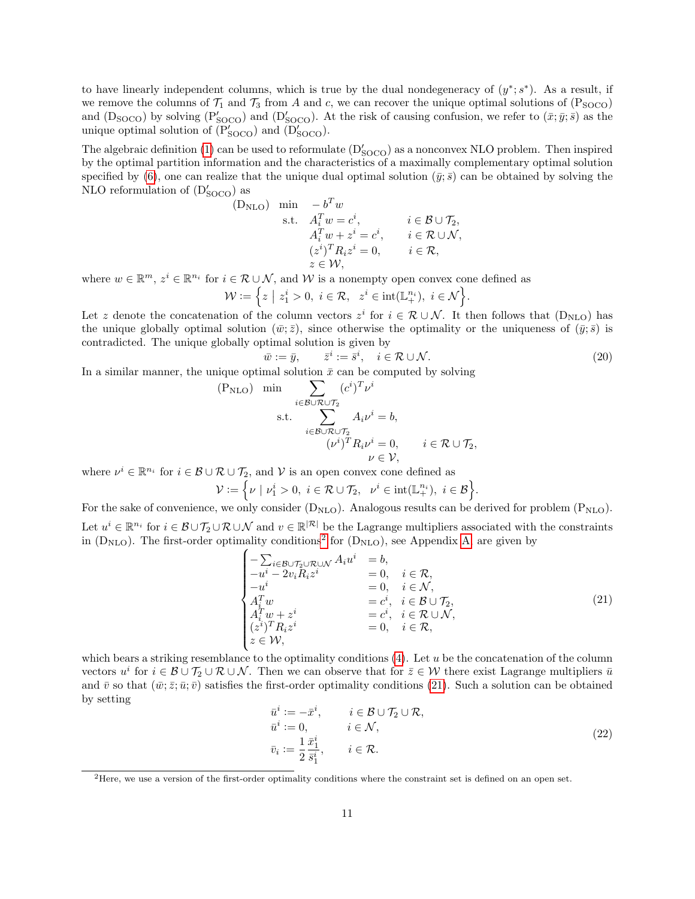to have linearly independent columns, which is true by the dual nondegeneracy of $(y^*; s^*)$. As a result, if we remove the columns of $\mathcal{T}_1$ and $\mathcal{T}_3$ from $A$ and $c$, we can recover the unique optimal solutions of $(\mathrm{P_{SOCO}})$ and $(\mathrm{D_{SOCO}})$ by solving $(\mathrm{P'_{SOCO}})$ and $(\mathrm{D'_{SOCO}})$. At the risk of causing confusion, we refer to $(\bar{x}; \bar{y}; \bar{s})$ as the unique optimal solution of $(\mathrm{P'_{SOCO}})$ and $(\mathrm{D'_{SOCO}})$.

The algebraic definition (1) can be used to reformulate $(\mathrm{D'_{SOCO}})$ as a nonconvex NLO problem. Then inspired by the optimal partition information and the characteristics of a maximally complementary optimal solution specified by (6), one can realize that the unique dual optimal solution $(\bar{y}; \bar{s})$ can be obtained by solving the NLO reformulation of $(\mathrm{D'_{SOCO}})$ as

$$
\begin{array}{lll}
(\mathrm{D_{NLO}}) & \min & -b^T w \\
& \text{s.t.} & A_i^T w = c^i, \qquad\qquad i \in \mathcal{B} \cup \mathcal{T}_2, \\
& & A_i^T w + z^i = c^i, \qquad i \in \mathcal{R} \cup \mathcal{N}, \\
& & (z^i)^T R_i z^i = 0, \qquad\; i \in \mathcal{R}, \\
& & z \in \mathcal{W},
\end{array}
$$

where $w \in \mathbb{R}^m$, $z^i \in \mathbb{R}^{n_i}$ for $i \in \mathcal{R} \cup \mathcal{N}$, and $\mathcal{W}$ is a nonempty open convex cone defined as

$$
\mathcal{W} := \Big\{ z \mid z_1^i > 0, \ i \in \mathcal{R}, \ \ z^i \in \operatorname{int}(\mathbb{L}_+^{n_i}), \ i \in \mathcal{N} \Big\}.
$$

Let $z$ denote the concatenation of the column vectors $z^i$ for $i \in \mathcal{R} \cup \mathcal{N}$. It then follows that $(\mathrm{D_{NLO}})$ has the unique globally optimal solution $(\bar{w}; \bar{z})$, since otherwise the optimality or the uniqueness of $(\bar{y}; \bar{s})$ is contradicted. The unique globally optimal solution is given by

$$
\bar{w} := \bar{y}, \qquad \bar{z}^i := \bar{s}^i, \quad i \in \mathcal{R} \cup \mathcal{N}. \tag{20}
$$

In a similar manner, the unique optimal solution $\bar{x}$ can be computed by solving

$$
\begin{array}{lll}
(\mathrm{P_{NLO}}) & \min & \displaystyle\sum_{i \in \mathcal{B} \cup \mathcal{R} \cup \mathcal{T}_2} (c^i)^T \nu^i \\
& \text{s.t.} & \displaystyle\sum_{i \in \mathcal{B} \cup \mathcal{R} \cup \mathcal{T}_2} A_i \nu^i = b, \\
& & (\nu^i)^T R_i \nu^i = 0, \qquad i \in \mathcal{R} \cup \mathcal{T}_2, \\
& & \nu \in \mathcal{V},
\end{array}
$$

where $\nu^i \in \mathbb{R}^{n_i}$ for $i \in \mathcal{B} \cup \mathcal{R} \cup \mathcal{T}_2$, and $\mathcal{V}$ is an open convex cone defined as

$$
\mathcal{V} := \Big\{ \nu \mid \nu_1^i > 0, \ i \in \mathcal{R} \cup \mathcal{T}_2, \ \ \nu^i \in \operatorname{int}(\mathbb{L}_+^{n_i}), \ i \in \mathcal{B} \Big\}.
$$

For the sake of convenience, we only consider $(\mathrm{D_{NLO}})$. Analogous results can be derived for problem $(\mathrm{P_{NLO}})$.

Let $u^i \in \mathbb{R}^{n_i}$ for $i \in \mathcal{B} \cup \mathcal{T}_2 \cup \mathcal{R} \cup \mathcal{N}$ and $v \in \mathbb{R}^{|\mathcal{R}|}$ be the Lagrange multipliers associated with the constraints in $(\mathrm{D_{NLO}})$. The first-order optimality conditions[2] for $(\mathrm{D_{NLO}})$, see Appendix A, are given by

$$
\begin{cases}
-\sum_{i \in \mathcal{B} \cup \mathcal{T}_2 \cup \mathcal{R} \cup \mathcal{N}} A_i u^i & = b, \\
-u^i - 2 v_i R_i z^i & = 0, \quad i \in \mathcal{R}, \\
-u^i & = 0, \quad i \in \mathcal{N}, \\
A_i^T w & = c^i, \quad i \in \mathcal{B} \cup \mathcal{T}_2, \\
A_i^T w + z^i & = c^i, \quad i \in \mathcal{R} \cup \mathcal{N}, \\
(z^i)^T R_i z^i & = 0, \quad i \in \mathcal{R}, \\
z \in \mathcal{W}, &
\end{cases} \tag{21}
$$

which bears a striking resemblance to the optimality conditions (4). Let $u$ be the concatenation of the column vectors $u^i$ for $i \in \mathcal{B} \cup \mathcal{T}_2 \cup \mathcal{R} \cup \mathcal{N}$. Then we can observe that for $\bar{z} \in \mathcal{W}$ there exist Lagrange multipliers $\bar{u}$ and $\bar{v}$ so that $(\bar{w}; \bar{z}; \bar{u}; \bar{v})$ satisfies the first-order optimality conditions (21). Such a solution can be obtained by setting

$$
\begin{aligned}
\bar{u}^i &:= -\bar{x}^i, \qquad i \in \mathcal{B} \cup \mathcal{T}_2 \cup \mathcal{R}, \\
\bar{u}^i &:= 0, \qquad\quad i \in \mathcal{N}, \\
\bar{v}_i &:= \frac{1}{2} \frac{\bar{x}_1^i}{\bar{s}_1^i}, \qquad i \in \mathcal{R}.
\end{aligned} \tag{22}
$$

[2] Here, we use a version of the first-order optimality conditions where the constraint set is defined on an open set.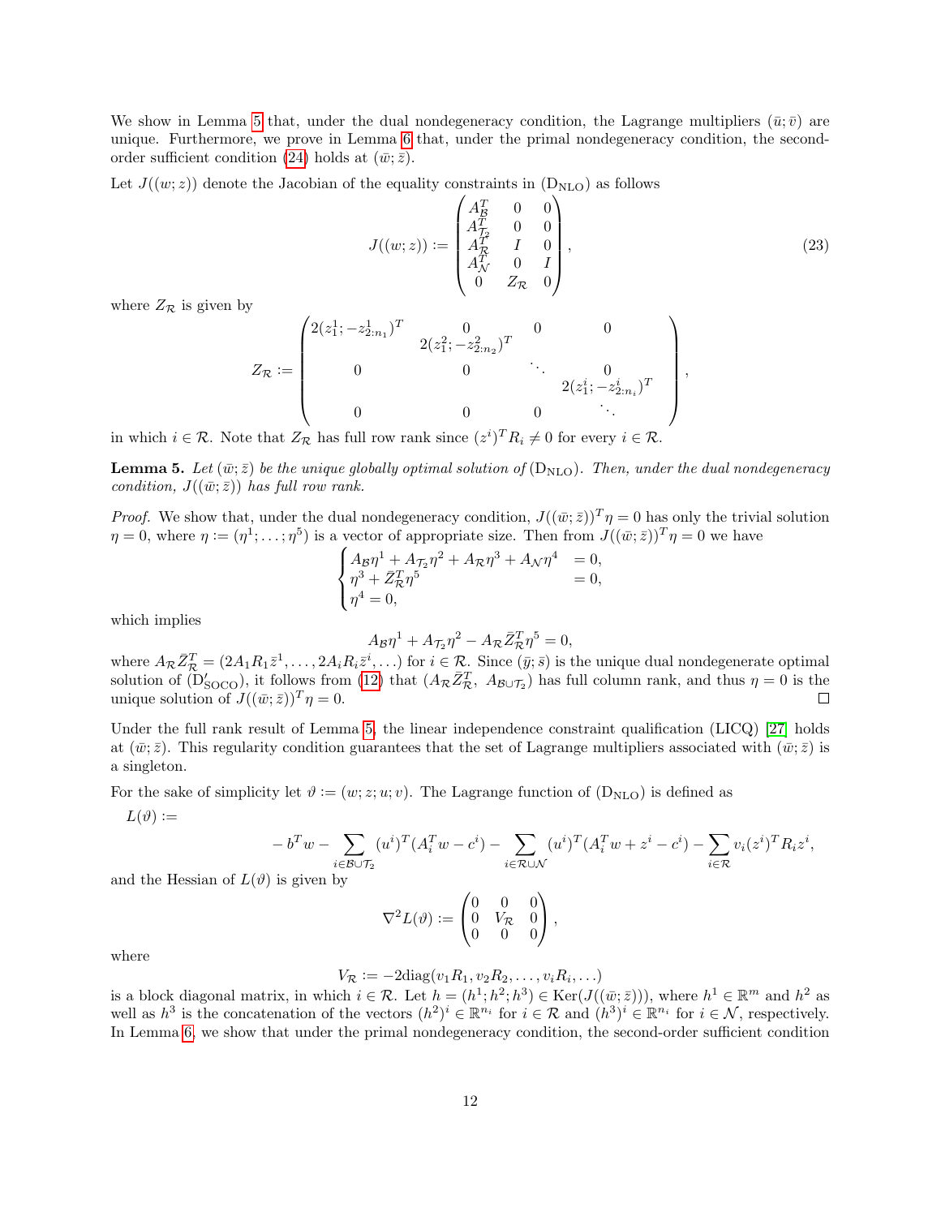We show in Lemma 5 that, under the dual nondegeneracy condition, the Lagrange multipliers $(\bar{u};\bar{v})$ are unique. Furthermore, we prove in Lemma 6 that, under the primal nondegeneracy condition, the second-order sufficient condition (24) holds at $(\bar{w};\bar{z})$.

Let $J((w;z))$ denote the Jacobian of the equality constraints in $(\mathrm{D_{NLO}})$ as follows

$$J((w;z)) := \begin{pmatrix} A_{\mathcal{B}}^T & 0 & 0 \\ A_{\mathcal{T}_2}^T & 0 & 0 \\ A_{\mathcal{R}}^T & I & 0 \\ A_{\mathcal{N}}^T & 0 & I \\ 0 & Z_{\mathcal{R}} & 0 \end{pmatrix}, \tag{23}$$

where $Z_{\mathcal{R}}$ is given by

$$Z_{\mathcal{R}} := \begin{pmatrix} 2(z_1^1; -z_{2:n_1}^1)^T & 0 & 0 & 0 \\ & 2(z_1^2; -z_{2:n_2}^2)^T & & \\ 0 & 0 & \ddots & 0 \\ & & & 2(z_1^i; -z_{2:n_i}^i)^T \\ 0 & 0 & 0 & \ddots \end{pmatrix},$$

in which $i \in \mathcal{R}$. Note that $Z_{\mathcal{R}}$ has full row rank since $(z^i)^T R_i \neq 0$ for every $i \in \mathcal{R}$.

**Lemma 5.** *Let $(\bar{w};\bar{z})$ be the unique globally optimal solution of $(\mathrm{D_{NLO}})$. Then, under the dual nondegeneracy condition, $J((\bar{w};\bar{z}))$ has full row rank.*

*Proof.* We show that, under the dual nondegeneracy condition, $J((\bar{w};\bar{z}))^T\eta = 0$ has only the trivial solution $\eta = 0$, where $\eta := (\eta^1;\ldots;\eta^5)$ is a vector of appropriate size. Then from $J((\bar{w};\bar{z}))^T\eta = 0$ we have

$$\begin{cases} A_{\mathcal{B}}\eta^1 + A_{\mathcal{T}_2}\eta^2 + A_{\mathcal{R}}\eta^3 + A_{\mathcal{N}}\eta^4 &= 0, \\ \eta^3 + \bar{Z}_{\mathcal{R}}^T\eta^5 &= 0, \\ \eta^4 = 0, \end{cases}$$

which implies

$$A_{\mathcal{B}}\eta^1 + A_{\mathcal{T}_2}\eta^2 - A_{\mathcal{R}}\bar{Z}_{\mathcal{R}}^T\eta^5 = 0,$$

where $A_{\mathcal{R}}\bar{Z}_{\mathcal{R}}^T = (2A_1R_1\bar{z}^1, \ldots, 2A_iR_i\bar{z}^i, \ldots)$ for $i \in \mathcal{R}$. Since $(\bar{y};\bar{s})$ is the unique dual nondegenerate optimal solution of $(\mathrm{D}'_{\mathrm{SOCO}})$, it follows from (12) that $(A_{\mathcal{R}}\bar{Z}_{\mathcal{R}}^T,\ A_{\mathcal{B}\cup\mathcal{T}_2})$ has full column rank, and thus $\eta = 0$ is the unique solution of $J((\bar{w};\bar{z}))^T\eta = 0$. □

Under the full rank result of Lemma 5, the linear independence constraint qualification (LICQ) [27] holds at $(\bar{w};\bar{z})$. This regularity condition guarantees that the set of Lagrange multipliers associated with $(\bar{w};\bar{z})$ is a singleton.

For the sake of simplicity let $\vartheta := (w;z;u;v)$. The Lagrange function of $(\mathrm{D_{NLO}})$ is defined as

$L(\vartheta) :=$

$$-b^Tw - \sum_{i\in\mathcal{B}\cup\mathcal{T}_2}(u^i)^T(A_i^Tw - c^i) - \sum_{i\in\mathcal{R}\cup\mathcal{N}}(u^i)^T(A_i^Tw + z^i - c^i) - \sum_{i\in\mathcal{R}} v_i(z^i)^TR_iz^i,$$

and the Hessian of $L(\vartheta)$ is given by

$$\nabla^2 L(\vartheta) := \begin{pmatrix} 0 & 0 & 0 \\ 0 & V_{\mathcal{R}} & 0 \\ 0 & 0 & 0 \end{pmatrix},$$

where

$$V_{\mathcal{R}} := -2\mathrm{diag}(v_1R_1, v_2R_2, \ldots, v_iR_i, \ldots)$$

is a block diagonal matrix, in which $i \in \mathcal{R}$. Let $h = (h^1;h^2;h^3) \in \mathrm{Ker}(J((\bar{w};\bar{z})))$, where $h^1 \in \mathbb{R}^m$ and $h^2$ as well as $h^3$ is the concatenation of the vectors $(h^2)^i \in \mathbb{R}^{n_i}$ for $i \in \mathcal{R}$ and $(h^3)^i \in \mathbb{R}^{n_i}$ for $i \in \mathcal{N}$, respectively. In Lemma 6, we show that under the primal nondegeneracy condition, the second-order sufficient condition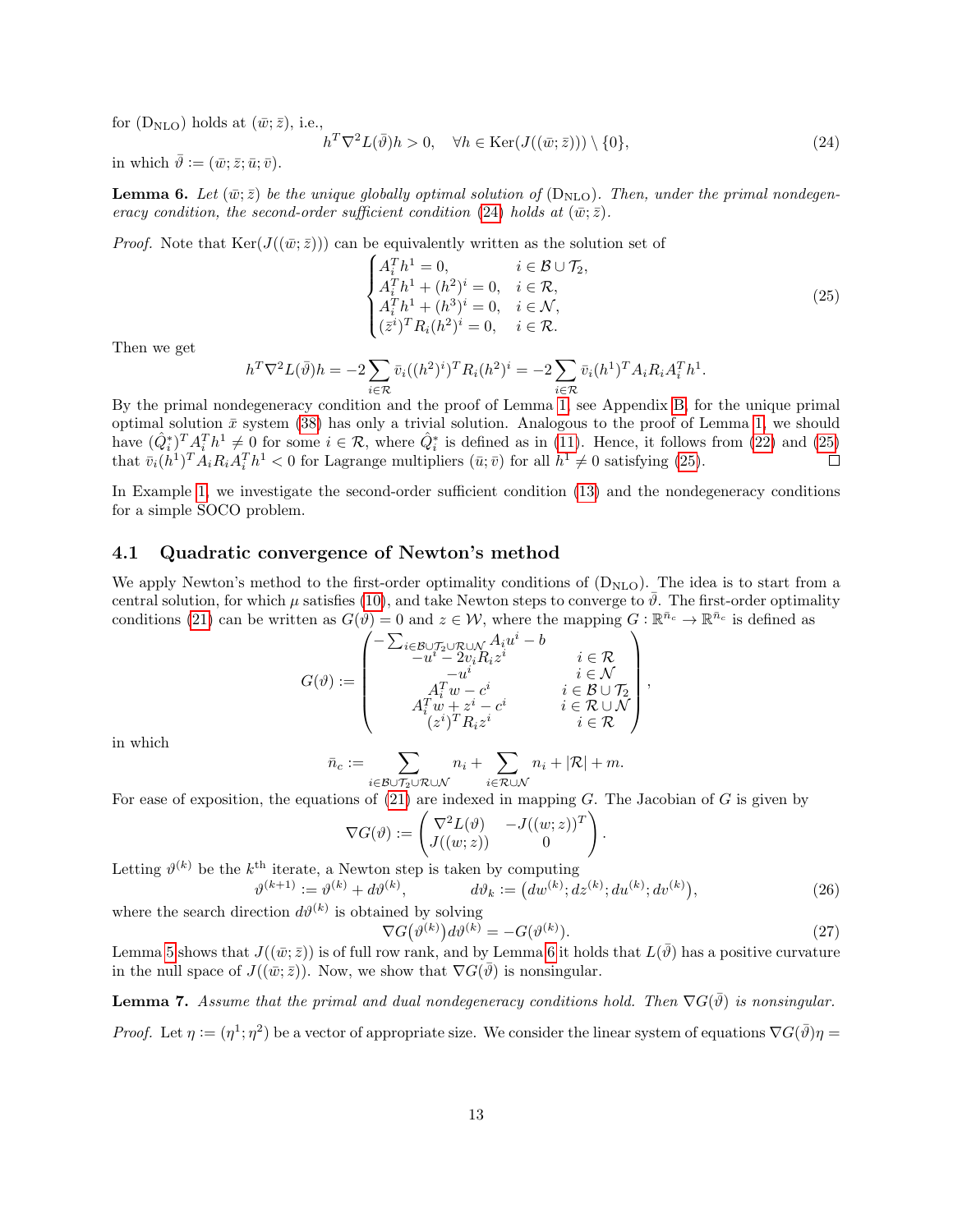for ($\mathrm{D_{NLO}}$) holds at $(\bar{w}; \bar{z})$, i.e.,

$$h^T \nabla^2 L(\bar{\vartheta}) h > 0, \quad \forall h \in \mathrm{Ker}(J((\bar{w}; \bar{z}))) \setminus \{0\}, \tag{24}$$

in which $\bar{\vartheta} := (\bar{w}; \bar{z}; \bar{u}; \bar{v})$.

**Lemma 6.** *Let $(\bar{w}; \bar{z})$ be the unique globally optimal solution of ($\mathrm{D_{NLO}}$). Then, under the primal nondegeneracy condition, the second-order sufficient condition (24) holds at $(\bar{w}; \bar{z})$.*

*Proof.* Note that $\mathrm{Ker}(J((\bar{w}; \bar{z})))$ can be equivalently written as the solution set of

$$\begin{cases} A_i^T h^1 = 0, & i \in \mathcal{B} \cup \mathcal{T}_2, \\ A_i^T h^1 + (h^2)^i = 0, & i \in \mathcal{R}, \\ A_i^T h^1 + (h^3)^i = 0, & i \in \mathcal{N}, \\ (\bar{z}^i)^T R_i (h^2)^i = 0, & i \in \mathcal{R}. \end{cases} \tag{25}$$

Then we get

$$h^T \nabla^2 L(\bar{\vartheta}) h = -2 \sum_{i \in \mathcal{R}} \bar{v}_i ((h^2)^i)^T R_i (h^2)^i = -2 \sum_{i \in \mathcal{R}} \bar{v}_i (h^1)^T A_i R_i A_i^T h^1.$$

By the primal nondegeneracy condition and the proof of Lemma 1, see Appendix B, for the unique primal optimal solution $\bar{x}$ system (38) has only a trivial solution. Analogous to the proof of Lemma 1, we should have $(\hat{Q}_i^*)^T A_i^T h^1 \neq 0$ for some $i \in \mathcal{R}$, where $\hat{Q}_i^*$ is defined as in (11). Hence, it follows from (22) and (25) that $\bar{v}_i (h^1)^T A_i R_i A_i^T h^1 < 0$ for Lagrange multipliers $(\bar{u}; \bar{v})$ for all $h^1 \neq 0$ satisfying (25). $\square$

In Example 1, we investigate the second-order sufficient condition (13) and the nondegeneracy conditions for a simple SOCO problem.

## 4.1 Quadratic convergence of Newton's method

We apply Newton's method to the first-order optimality conditions of ($\mathrm{D_{NLO}}$). The idea is to start from a central solution, for which $\mu$ satisfies (10), and take Newton steps to converge to $\bar{\vartheta}$. The first-order optimality conditions (21) can be written as $G(\vartheta) = 0$ and $z \in \mathcal{W}$, where the mapping $G : \mathbb{R}^{\bar{n}_c} \to \mathbb{R}^{\bar{n}_c}$ is defined as

$$G(\vartheta) := \begin{pmatrix} -\sum_{i \in \mathcal{B} \cup \mathcal{T}_2 \cup \mathcal{R} \cup \mathcal{N}} A_i u^i - b & \\ -u^i - 2v_i R_i z^i & i \in \mathcal{R} \\ -u^i & i \in \mathcal{N} \\ A_i^T w - c^i & i \in \mathcal{B} \cup \mathcal{T}_2 \\ A_i^T w + z^i - c^i & i \in \mathcal{R} \cup \mathcal{N} \\ (z^i)^T R_i z^i & i \in \mathcal{R} \end{pmatrix},$$

in which

$$\bar{n}_c := \sum_{i \in \mathcal{B} \cup \mathcal{T}_2 \cup \mathcal{R} \cup \mathcal{N}} n_i + \sum_{i \in \mathcal{R} \cup \mathcal{N}} n_i + |\mathcal{R}| + m.$$

For ease of exposition, the equations of (21) are indexed in mapping $G$. The Jacobian of $G$ is given by

$$\nabla G(\vartheta) := \begin{pmatrix} \nabla^2 L(\vartheta) & -J((w; z))^T \\ J((w; z)) & 0 \end{pmatrix}.$$

Letting $\vartheta^{(k)}$ be the $k^{\text{th}}$ iterate, a Newton step is taken by computing

$$\vartheta^{(k+1)} := \vartheta^{(k)} + d\vartheta^{(k)}, \qquad d\vartheta_k := \left(dw^{(k)}; dz^{(k)}; du^{(k)}; dv^{(k)}\right), \tag{26}$$

where the search direction $d\vartheta^{(k)}$ is obtained by solving

$$\nabla G\big(\vartheta^{(k)}\big) d\vartheta^{(k)} = -G(\vartheta^{(k)}). \tag{27}$$

Lemma 5 shows that $J((\bar{w}; \bar{z}))$ is of full row rank, and by Lemma 6 it holds that $L(\bar{\vartheta})$ has a positive curvature in the null space of $J((\bar{w}; \bar{z}))$. Now, we show that $\nabla G(\bar{\vartheta})$ is nonsingular.

**Lemma 7.** *Assume that the primal and dual nondegeneracy conditions hold. Then $\nabla G(\bar{\vartheta})$ is nonsingular.*

*Proof.* Let $\eta := (\eta^1; \eta^2)$ be a vector of appropriate size. We consider the linear system of equations $\nabla G(\bar{\vartheta})\eta =$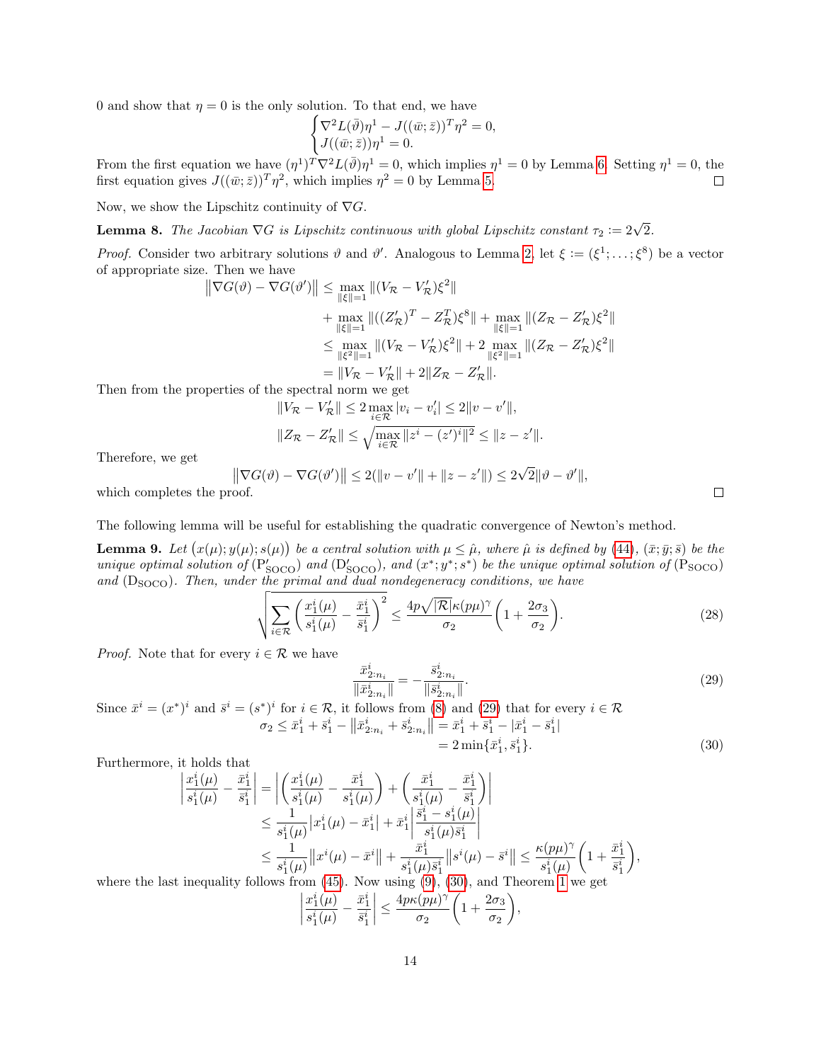0 and show that $\eta = 0$ is the only solution. To that end, we have

$$\begin{cases} \nabla^2 L(\bar{\vartheta})\eta^1 - J((\bar{w};\bar{z}))^T\eta^2 = 0, \\ J((\bar{w};\bar{z}))\eta^1 = 0. \end{cases}$$

From the first equation we have $(\eta^1)^T\nabla^2 L(\bar{\vartheta})\eta^1 = 0$, which implies $\eta^1 = 0$ by Lemma 6. Setting $\eta^1 = 0$, the first equation gives $J((\bar{w};\bar{z}))^T\eta^2$, which implies $\eta^2 = 0$ by Lemma 5. $\square$

Now, we show the Lipschitz continuity of $\nabla G$.

**Lemma 8.** *The Jacobian $\nabla G$ is Lipschitz continuous with global Lipschitz constant $\tau_2 := 2\sqrt{2}$.*

*Proof.* Consider two arbitrary solutions $\vartheta$ and $\vartheta'$. Analogous to Lemma 2, let $\xi := (\xi^1;\ldots;\xi^8)$ be a vector of appropriate size. Then we have

$$\begin{aligned}
\big\|\nabla G(\vartheta) - \nabla G(\vartheta')\big\| &\leq \max_{\|\xi\|=1} \|(V_{\mathcal{R}} - V'_{\mathcal{R}})\xi^2\| \\
&\quad + \max_{\|\xi\|=1} \|((Z'_{\mathcal{R}})^T - Z^T_{\mathcal{R}})\xi^8\| + \max_{\|\xi\|=1} \|(Z_{\mathcal{R}} - Z'_{\mathcal{R}})\xi^2\| \\
&\leq \max_{\|\xi^2\|=1} \|(V_{\mathcal{R}} - V'_{\mathcal{R}})\xi^2\| + 2\max_{\|\xi^2\|=1} \|(Z_{\mathcal{R}} - Z'_{\mathcal{R}})\xi^2\| \\
&= \|V_{\mathcal{R}} - V'_{\mathcal{R}}\| + 2\|Z_{\mathcal{R}} - Z'_{\mathcal{R}}\|.
\end{aligned}$$

Then from the properties of the spectral norm we get

$$\begin{aligned}
\|V_{\mathcal{R}} - V'_{\mathcal{R}}\| &\leq 2\max_{i\in\mathcal{R}} |v_i - v'_i| \leq 2\|v - v'\|, \\
\|Z_{\mathcal{R}} - Z'_{\mathcal{R}}\| &\leq \sqrt{\max_{i\in\mathcal{R}} \|z^i - (z')^i\|^2} \leq \|z - z'\|.
\end{aligned}$$

Therefore, we get

$$\big\|\nabla G(\vartheta) - \nabla G(\vartheta')\big\| \leq 2(\|v - v'\| + \|z - z'\|) \leq 2\sqrt{2}\|\vartheta - \vartheta'\|,$$

which completes the proof. $\square$

The following lemma will be useful for establishing the quadratic convergence of Newton's method.

**Lemma 9.** *Let $\big(x(\mu); y(\mu); s(\mu)\big)$ be a central solution with $\mu \leq \hat{\mu}$, where $\hat{\mu}$ is defined by (44), $(\bar{x};\bar{y};\bar{s})$ be the unique optimal solution of ($\mathrm{P}'_{\mathrm{SOCO}}$) and ($\mathrm{D}'_{\mathrm{SOCO}}$), and $(x^*;y^*;s^*)$ be the unique optimal solution of ($\mathrm{P}_{\mathrm{SOCO}}$) and ($\mathrm{D}_{\mathrm{SOCO}}$). Then, under the primal and dual nondegeneracy conditions, we have*

$$\sqrt{\sum_{i\in\mathcal{R}} \left(\frac{x_1^i(\mu)}{s_1^i(\mu)} - \frac{\bar{x}_1^i}{\bar{s}_1^i}\right)^2} \leq \frac{4p\sqrt{|\mathcal{R}|}\kappa(p\mu)^\gamma}{\sigma_2}\left(1 + \frac{2\sigma_3}{\sigma_2}\right). \tag{28}$$

*Proof.* Note that for every $i \in \mathcal{R}$ we have

$$\frac{\bar{x}^i_{2:n_i}}{\|\bar{x}^i_{2:n_i}\|} = -\frac{\bar{s}^i_{2:n_i}}{\|\bar{s}^i_{2:n_i}\|}. \tag{29}$$

Since $\bar{x}^i = (x^*)^i$ and $\bar{s}^i = (s^*)^i$ for $i \in \mathcal{R}$, it follows from (8) and (29) that for every $i \in \mathcal{R}$

$$\begin{aligned}
\sigma_2 \leq \bar{x}_1^i + \bar{s}_1^i - \big\|\bar{x}^i_{2:n_i} + \bar{s}^i_{2:n_i}\big\| &= \bar{x}_1^i + \bar{s}_1^i - |\bar{x}_1^i - \bar{s}_1^i| \\
&= 2\min\{\bar{x}_1^i, \bar{s}_1^i\}.
\end{aligned} \tag{30}$$

Furthermore, it holds that

$$\begin{aligned}
\left|\frac{x_1^i(\mu)}{s_1^i(\mu)} - \frac{\bar{x}_1^i}{\bar{s}_1^i}\right| &= \left|\left(\frac{x_1^i(\mu)}{s_1^i(\mu)} - \frac{\bar{x}_1^i}{s_1^i(\mu)}\right) + \left(\frac{\bar{x}_1^i}{s_1^i(\mu)} - \frac{\bar{x}_1^i}{\bar{s}_1^i}\right)\right| \\
&\leq \frac{1}{s_1^i(\mu)}\big|x_1^i(\mu) - \bar{x}_1^i\big| + \bar{x}_1^i\left|\frac{\bar{s}_1^i - s_1^i(\mu)}{s_1^i(\mu)\bar{s}_1^i}\right| \\
&\leq \frac{1}{s_1^i(\mu)}\big\|x^i(\mu) - \bar{x}^i\big\| + \frac{\bar{x}_1^i}{s_1^i(\mu)\bar{s}_1^i}\big\|s^i(\mu) - \bar{s}^i\big\| \leq \frac{\kappa(p\mu)^\gamma}{s_1^i(\mu)}\left(1 + \frac{\bar{x}_1^i}{\bar{s}_1^i}\right),
\end{aligned}$$

where the last inequality follows from (45). Now using (9), (30), and Theorem 1 we get

$$\left|\frac{x_1^i(\mu)}{s_1^i(\mu)} - \frac{\bar{x}_1^i}{\bar{s}_1^i}\right| \leq \frac{4p\kappa(p\mu)^\gamma}{\sigma_2}\left(1 + \frac{2\sigma_3}{\sigma_2}\right),$$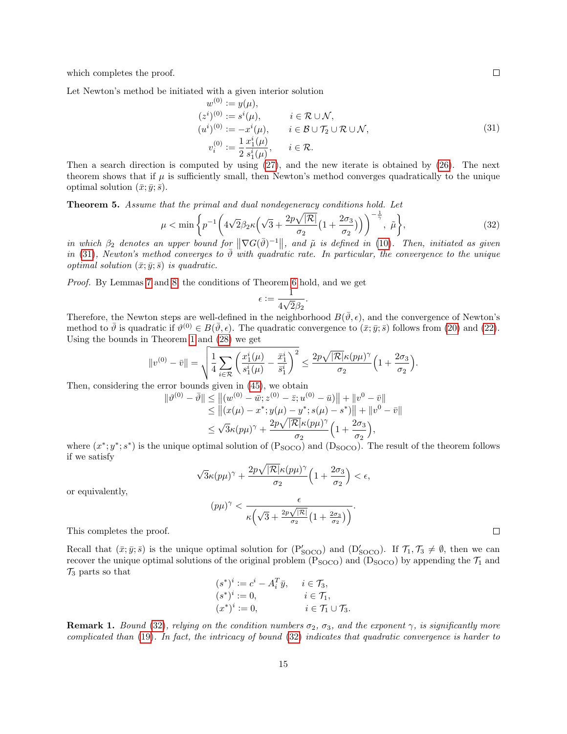which completes the proof. ∎

Let Newton's method be initiated with a given interior solution

$$
\begin{aligned}
w^{(0)} &:= y(\mu), \\
(z^i)^{(0)} &:= s^i(\mu), \qquad i \in \mathcal{R} \cup \mathcal{N}, \\
(u^i)^{(0)} &:= -x^i(\mu), \qquad i \in \mathcal{B} \cup \mathcal{T}_2 \cup \mathcal{R} \cup \mathcal{N}, \\
v_i^{(0)} &:= \frac{1}{2}\frac{x_1^i(\mu)}{s_1^i(\mu)}, \qquad i \in \mathcal{R}.
\end{aligned} \tag{31}
$$

Then a search direction is computed by using (27), and the new iterate is obtained by (26). The next theorem shows that if $\mu$ is sufficiently small, then Newton's method converges quadratically to the unique optimal solution $(\bar{x}; \bar{y}; \bar{s})$.

**Theorem 5.** *Assume that the primal and dual nondegeneracy conditions hold. Let*

$$
\mu < \min\left\{ p^{-1}\left(4\sqrt{2}\beta_2\kappa\left(\sqrt{3} + \frac{2p\sqrt{|\mathcal{R}|}}{\sigma_2}\left(1 + \frac{2\sigma_3}{\sigma_2}\right)\right)\right)^{-\frac{1}{\gamma}},\ \tilde{\mu}\right\}, \tag{32}
$$

*in which $\beta_2$ denotes an upper bound for $\left\|\nabla G(\bar{\vartheta})^{-1}\right\|$, and $\tilde{\mu}$ is defined in (10). Then, initiated as given in (31), Newton's method converges to $\bar{\vartheta}$ with quadratic rate. In particular, the convergence to the unique optimal solution $(\bar{x}; \bar{y}; \bar{s})$ is quadratic.*

*Proof.* By Lemmas 7 and 8, the conditions of Theorem 6 hold, and we get

$$
\epsilon := \frac{1}{4\sqrt{2}\beta_2}.
$$

Therefore, the Newton steps are well-defined in the neighborhood $B(\bar{\vartheta}, \epsilon)$, and the convergence of Newton's method to $\bar{\vartheta}$ is quadratic if $\vartheta^{(0)} \in B(\bar{\vartheta}, \epsilon)$. The quadratic convergence to $(\bar{x}; \bar{y}; \bar{s})$ follows from (20) and (22). Using the bounds in Theorem 1 and (28) we get

$$
\|v^{(0)} - \bar{v}\| = \sqrt{\frac{1}{4}\sum_{i\in\mathcal{R}}\left(\frac{x_1^i(\mu)}{s_1^i(\mu)} - \frac{\bar{x}_1^i}{\bar{s}_1^i}\right)^2} \le \frac{2p\sqrt{|\mathcal{R}|}\kappa(p\mu)^\gamma}{\sigma_2}\left(1 + \frac{2\sigma_3}{\sigma_2}\right).
$$

Then, considering the error bounds given in (45), we obtain

$$
\begin{aligned}
\|\vartheta^{(0)} - \bar{\vartheta}\| &\le \left\|(w^{(0)} - \bar{w}; z^{(0)} - \bar{z}; u^{(0)} - \bar{u})\right\| + \|v^0 - \bar{v}\| \\
&\le \left\|(x(\mu) - x^*; y(\mu) - y^*; s(\mu) - s^*)\right\| + \|v^0 - \bar{v}\| \\
&\le \sqrt{3}\kappa(p\mu)^\gamma + \frac{2p\sqrt{|\mathcal{R}|}\kappa(p\mu)^\gamma}{\sigma_2}\left(1 + \frac{2\sigma_3}{\sigma_2}\right),
\end{aligned}
$$

where $(x^*; y^*; s^*)$ is the unique optimal solution of $(\mathrm{P_{SOCO}})$ and $(\mathrm{D_{SOCO}})$. The result of the theorem follows if we satisfy

$$
\sqrt{3}\kappa(p\mu)^\gamma + \frac{2p\sqrt{|\mathcal{R}|}\kappa(p\mu)^\gamma}{\sigma_2}\left(1 + \frac{2\sigma_3}{\sigma_2}\right) < \epsilon,
$$

or equivalently,

$$
(p\mu)^\gamma < \frac{\epsilon}{\kappa\left(\sqrt{3} + \frac{2p\sqrt{|\mathcal{R}|}}{\sigma_2}\left(1 + \frac{2\sigma_3}{\sigma_2}\right)\right)}.
$$

This completes the proof. ∎

Recall that $(\bar{x}; \bar{y}; \bar{s})$ is the unique optimal solution for $(\mathrm{P'_{SOCO}})$ and $(\mathrm{D'_{SOCO}})$. If $\mathcal{T}_1, \mathcal{T}_3 \neq \emptyset$, then we can recover the unique optimal solutions of the original problem $(\mathrm{P_{SOCO}})$ and $(\mathrm{D_{SOCO}})$ by appending the $\mathcal{T}_1$ and $\mathcal{T}_3$ parts so that

$$
\begin{aligned}
(s^*)^i &:= c^i - A_i^T\bar{y}, \qquad i \in \mathcal{T}_3, \\
(s^*)^i &:= 0, \qquad i \in \mathcal{T}_1, \\
(x^*)^i &:= 0, \qquad i \in \mathcal{T}_1 \cup \mathcal{T}_3.
\end{aligned}
$$

**Remark 1.** *Bound (32), relying on the condition numbers $\sigma_2$, $\sigma_3$, and the exponent $\gamma$, is significantly more complicated than (19). In fact, the intricacy of bound (32) indicates that quadratic convergence is harder to*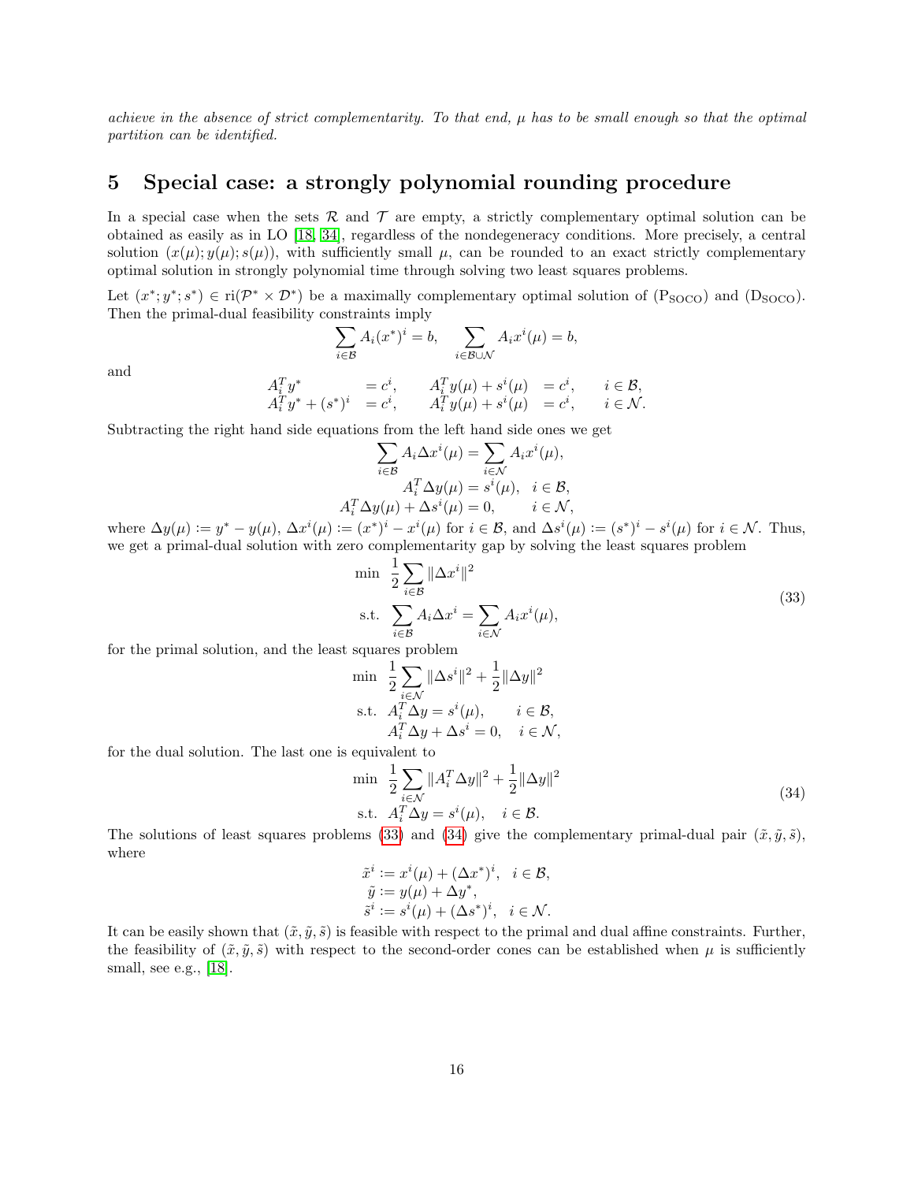*achieve in the absence of strict complementarity. To that end, $\mu$ has to be small enough so that the optimal partition can be identified.*

## 5 Special case: a strongly polynomial rounding procedure

In a special case when the sets $\mathcal{R}$ and $\mathcal{T}$ are empty, a strictly complementary optimal solution can be obtained as easily as in LO [18, 34], regardless of the nondegeneracy conditions. More precisely, a central solution $(x(\mu); y(\mu); s(\mu))$, with sufficiently small $\mu$, can be rounded to an exact strictly complementary optimal solution in strongly polynomial time through solving two least squares problems.

Let $(x^*; y^*; s^*) \in \mathrm{ri}(\mathcal{P}^* \times \mathcal{D}^*)$ be a maximally complementary optimal solution of $(\mathrm{P_{SOCO}})$ and $(\mathrm{D_{SOCO}})$. Then the primal-dual feasibility constraints imply

$$
\sum_{i \in \mathcal{B}} A_i (x^*)^i = b, \qquad \sum_{i \in \mathcal{B} \cup \mathcal{N}} A_i x^i(\mu) = b,
$$

and

$$
\begin{aligned}
A_i^T y^* \quad\quad &= c^i, \qquad A_i^T y(\mu) + s^i(\mu) &&= c^i, \qquad i \in \mathcal{B},\\
A_i^T y^* + (s^*)^i &= c^i, \qquad A_i^T y(\mu) + s^i(\mu) &&= c^i, \qquad i \in \mathcal{N}.
\end{aligned}
$$

Subtracting the right hand side equations from the left hand side ones we get

$$
\begin{aligned}
\sum_{i \in \mathcal{B}} A_i \Delta x^i(\mu) &= \sum_{i \in \mathcal{N}} A_i x^i(\mu),\\
A_i^T \Delta y(\mu) &= s^i(\mu), \quad i \in \mathcal{B},\\
A_i^T \Delta y(\mu) + \Delta s^i(\mu) &= 0, \qquad i \in \mathcal{N},
\end{aligned}
$$

where $\Delta y(\mu) := y^* - y(\mu)$, $\Delta x^i(\mu) := (x^*)^i - x^i(\mu)$ for $i \in \mathcal{B}$, and $\Delta s^i(\mu) := (s^*)^i - s^i(\mu)$ for $i \in \mathcal{N}$. Thus, we get a primal-dual solution with zero complementarity gap by solving the least squares problem

$$
\begin{aligned}
\min \quad & \frac{1}{2} \sum_{i \in \mathcal{B}} \|\Delta x^i\|^2\\
\text{s.t.} \quad & \sum_{i \in \mathcal{B}} A_i \Delta x^i = \sum_{i \in \mathcal{N}} A_i x^i(\mu),
\end{aligned}
\tag{33}
$$

for the primal solution, and the least squares problem

$$
\begin{aligned}
\min \quad & \frac{1}{2} \sum_{i \in \mathcal{N}} \|\Delta s^i\|^2 + \frac{1}{2}\|\Delta y\|^2\\
\text{s.t.} \quad & A_i^T \Delta y = s^i(\mu), \qquad i \in \mathcal{B},\\
& A_i^T \Delta y + \Delta s^i = 0, \quad i \in \mathcal{N},
\end{aligned}
$$

for the dual solution. The last one is equivalent to

$$
\begin{aligned}
\min \quad & \frac{1}{2} \sum_{i \in \mathcal{N}} \|A_i^T \Delta y\|^2 + \frac{1}{2}\|\Delta y\|^2\\
\text{s.t.} \quad & A_i^T \Delta y = s^i(\mu), \quad i \in \mathcal{B}.
\end{aligned}
\tag{34}
$$

The solutions of least squares problems (33) and (34) give the complementary primal-dual pair $(\tilde{x}, \tilde{y}, \tilde{s})$, where

$$
\begin{aligned}
\tilde{x}^i &:= x^i(\mu) + (\Delta x^*)^i, \quad i \in \mathcal{B},\\
\tilde{y} &:= y(\mu) + \Delta y^*,\\
\tilde{s}^i &:= s^i(\mu) + (\Delta s^*)^i, \quad i \in \mathcal{N}.
\end{aligned}
$$

It can be easily shown that $(\tilde{x}, \tilde{y}, \tilde{s})$ is feasible with respect to the primal and dual affine constraints. Further, the feasibility of $(\tilde{x}, \tilde{y}, \tilde{s})$ with respect to the second-order cones can be established when $\mu$ is sufficiently small, see e.g., [18].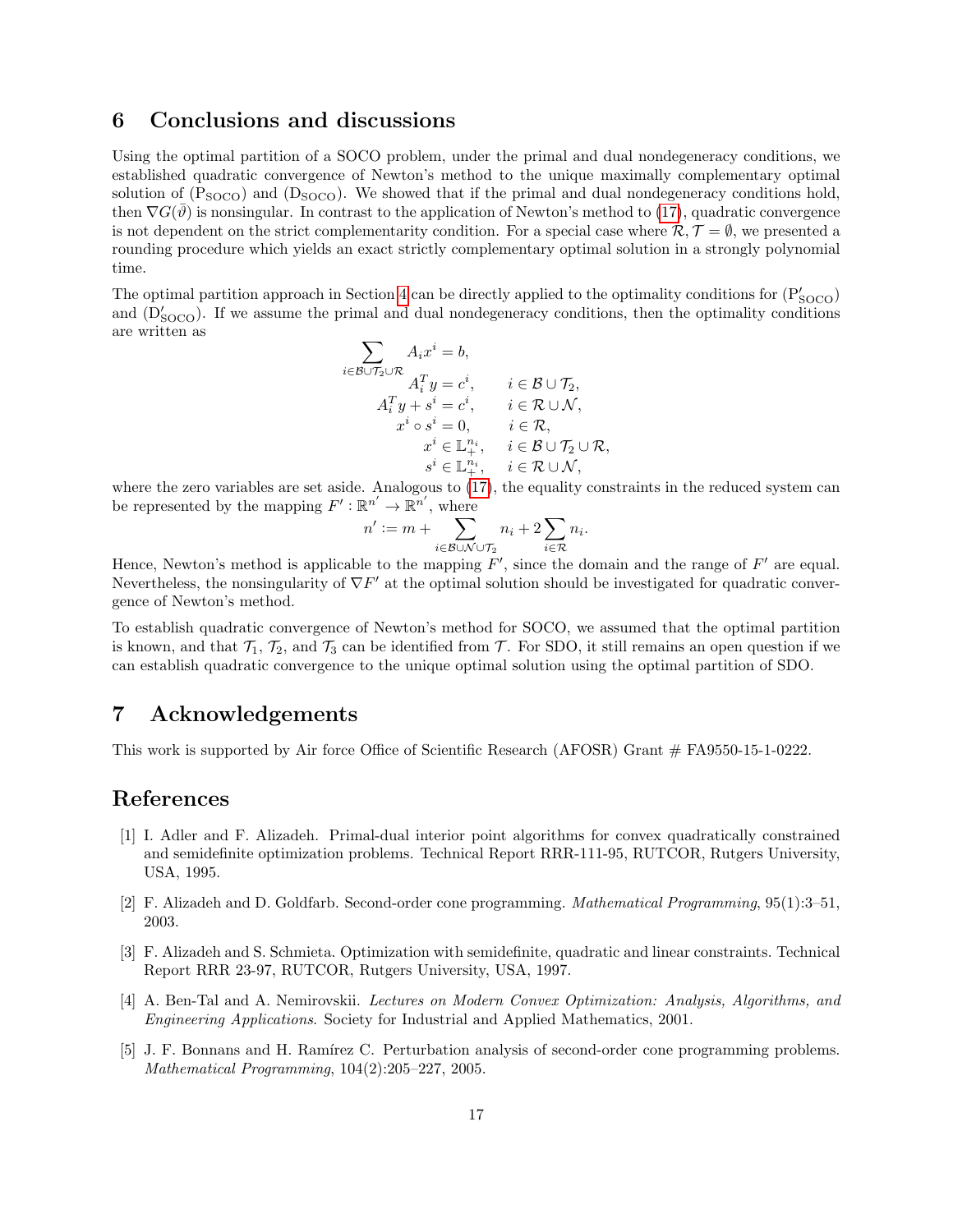## 6 Conclusions and discussions

Using the optimal partition of a SOCO problem, under the primal and dual nondegeneracy conditions, we established quadratic convergence of Newton's method to the unique maximally complementary optimal solution of ($\mathrm{P_{SOCO}}$) and ($\mathrm{D_{SOCO}}$). We showed that if the primal and dual nondegeneracy conditions hold, then $\nabla G(\bar{\vartheta})$ is nonsingular. In contrast to the application of Newton's method to (17), quadratic convergence is not dependent on the strict complementarity condition. For a special case where $\mathcal{R}, \mathcal{T} = \emptyset$, we presented a rounding procedure which yields an exact strictly complementary optimal solution in a strongly polynomial time.

The optimal partition approach in Section 4 can be directly applied to the optimality conditions for ($\mathrm{P'_{SOCO}}$) and ($\mathrm{D'_{SOCO}}$). If we assume the primal and dual nondegeneracy conditions, then the optimality conditions are written as

$$
\begin{aligned}
\sum_{i \in \mathcal{B} \cup \mathcal{T}_2 \cup \mathcal{R}} A_i x^i &= b, & & \\
A_i^T y &= c^i, & & i \in \mathcal{B} \cup \mathcal{T}_2, \\
A_i^T y + s^i &= c^i, & & i \in \mathcal{R} \cup \mathcal{N}, \\
x^i \circ s^i &= 0, & & i \in \mathcal{R}, \\
x^i &\in \mathbb{L}_+^{n_i}, & & i \in \mathcal{B} \cup \mathcal{T}_2 \cup \mathcal{R}, \\
s^i &\in \mathbb{L}_+^{n_i}, & & i \in \mathcal{R} \cup \mathcal{N},
\end{aligned}
$$

where the zero variables are set aside. Analogous to (17), the equality constraints in the reduced system can be represented by the mapping $F' : \mathbb{R}^{n'} \to \mathbb{R}^{n'}$, where

$$
n' := m + \sum_{i \in \mathcal{B} \cup \mathcal{N} \cup \mathcal{T}_2} n_i + 2 \sum_{i \in \mathcal{R}} n_i.
$$

Hence, Newton's method is applicable to the mapping $F'$, since the domain and the range of $F'$ are equal. Nevertheless, the nonsingularity of $\nabla F'$ at the optimal solution should be investigated for quadratic convergence of Newton's method.

To establish quadratic convergence of Newton's method for SOCO, we assumed that the optimal partition is known, and that $\mathcal{T}_1$, $\mathcal{T}_2$, and $\mathcal{T}_3$ can be identified from $\mathcal{T}$. For SDO, it still remains an open question if we can establish quadratic convergence to the unique optimal solution using the optimal partition of SDO.

## 7 Acknowledgements

This work is supported by Air force Office of Scientific Research (AFOSR) Grant # FA9550-15-1-0222.

## References

[1] I. Adler and F. Alizadeh. Primal-dual interior point algorithms for convex quadratically constrained and semidefinite optimization problems. Technical Report RRR-111-95, RUTCOR, Rutgers University, USA, 1995.

[2] F. Alizadeh and D. Goldfarb. Second-order cone programming. *Mathematical Programming*, 95(1):3–51, 2003.

[3] F. Alizadeh and S. Schmieta. Optimization with semidefinite, quadratic and linear constraints. Technical Report RRR 23-97, RUTCOR, Rutgers University, USA, 1997.

[4] A. Ben-Tal and A. Nemirovskii. *Lectures on Modern Convex Optimization: Analysis, Algorithms, and Engineering Applications*. Society for Industrial and Applied Mathematics, 2001.

[5] J. F. Bonnans and H. Ramírez C. Perturbation analysis of second-order cone programming problems. *Mathematical Programming*, 104(2):205–227, 2005.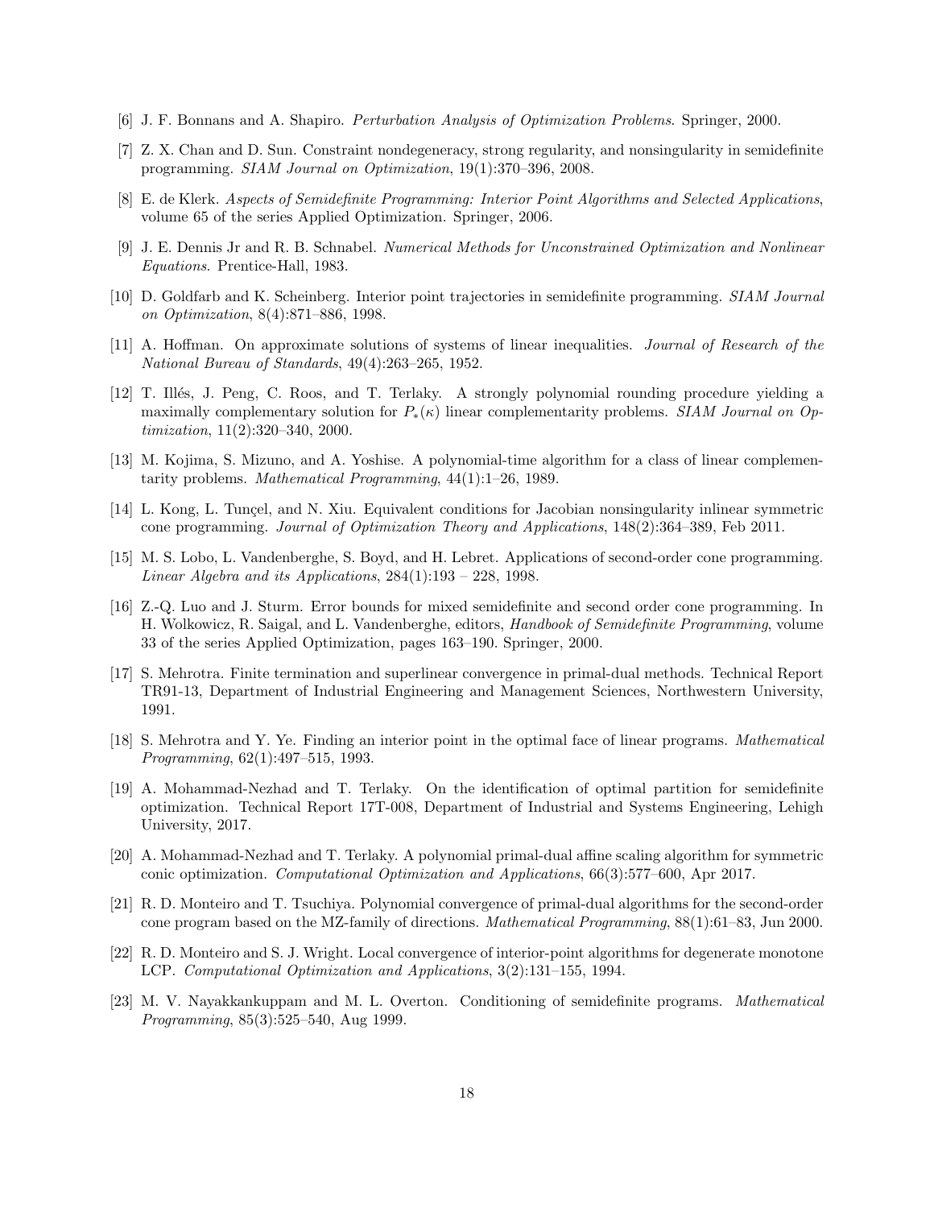[6] J. F. Bonnans and A. Shapiro. *Perturbation Analysis of Optimization Problems*. Springer, 2000.

[7] Z. X. Chan and D. Sun. Constraint nondegeneracy, strong regularity, and nonsingularity in semidefinite programming. *SIAM Journal on Optimization*, 19(1):370–396, 2008.

[8] E. de Klerk. *Aspects of Semidefinite Programming: Interior Point Algorithms and Selected Applications*, volume 65 of the series Applied Optimization. Springer, 2006.

[9] J. E. Dennis Jr and R. B. Schnabel. *Numerical Methods for Unconstrained Optimization and Nonlinear Equations*. Prentice-Hall, 1983.

[10] D. Goldfarb and K. Scheinberg. Interior point trajectories in semidefinite programming. *SIAM Journal on Optimization*, 8(4):871–886, 1998.

[11] A. Hoffman. On approximate solutions of systems of linear inequalities. *Journal of Research of the National Bureau of Standards*, 49(4):263–265, 1952.

[12] T. Illés, J. Peng, C. Roos, and T. Terlaky. A strongly polynomial rounding procedure yielding a maximally complementary solution for $P_*(\kappa)$ linear complementarity problems. *SIAM Journal on Optimization*, 11(2):320–340, 2000.

[13] M. Kojima, S. Mizuno, and A. Yoshise. A polynomial-time algorithm for a class of linear complementarity problems. *Mathematical Programming*, 44(1):1–26, 1989.

[14] L. Kong, L. Tunçel, and N. Xiu. Equivalent conditions for Jacobian nonsingularity inlinear symmetric cone programming. *Journal of Optimization Theory and Applications*, 148(2):364–389, Feb 2011.

[15] M. S. Lobo, L. Vandenberghe, S. Boyd, and H. Lebret. Applications of second-order cone programming. *Linear Algebra and its Applications*, 284(1):193 – 228, 1998.

[16] Z.-Q. Luo and J. Sturm. Error bounds for mixed semidefinite and second order cone programming. In H. Wolkowicz, R. Saigal, and L. Vandenberghe, editors, *Handbook of Semidefinite Programming*, volume 33 of the series Applied Optimization, pages 163–190. Springer, 2000.

[17] S. Mehrotra. Finite termination and superlinear convergence in primal-dual methods. Technical Report TR91-13, Department of Industrial Engineering and Management Sciences, Northwestern University, 1991.

[18] S. Mehrotra and Y. Ye. Finding an interior point in the optimal face of linear programs. *Mathematical Programming*, 62(1):497–515, 1993.

[19] A. Mohammad-Nezhad and T. Terlaky. On the identification of optimal partition for semidefinite optimization. Technical Report 17T-008, Department of Industrial and Systems Engineering, Lehigh University, 2017.

[20] A. Mohammad-Nezhad and T. Terlaky. A polynomial primal-dual affine scaling algorithm for symmetric conic optimization. *Computational Optimization and Applications*, 66(3):577–600, Apr 2017.

[21] R. D. Monteiro and T. Tsuchiya. Polynomial convergence of primal-dual algorithms for the second-order cone program based on the MZ-family of directions. *Mathematical Programming*, 88(1):61–83, Jun 2000.

[22] R. D. Monteiro and S. J. Wright. Local convergence of interior-point algorithms for degenerate monotone LCP. *Computational Optimization and Applications*, 3(2):131–155, 1994.

[23] M. V. Nayakkankuppam and M. L. Overton. Conditioning of semidefinite programs. *Mathematical Programming*, 85(3):525–540, Aug 1999.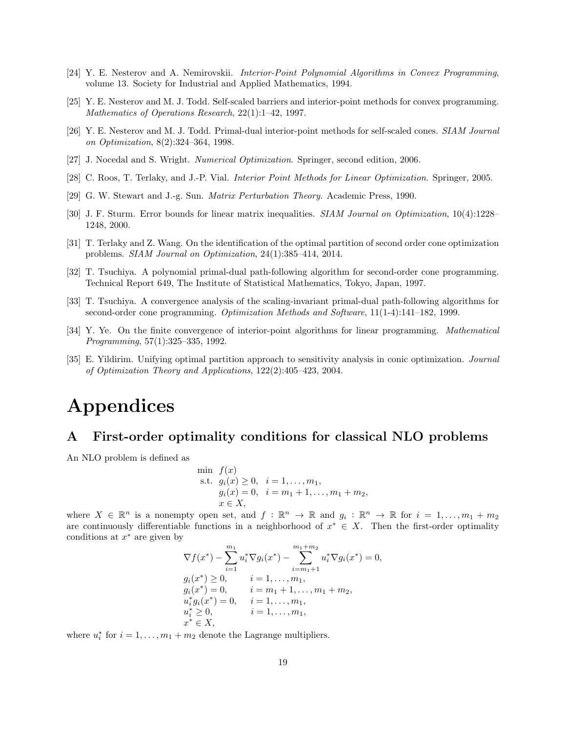[24] Y. E. Nesterov and A. Nemirovskii. *Interior-Point Polynomial Algorithms in Convex Programming*, volume 13. Society for Industrial and Applied Mathematics, 1994.

[25] Y. E. Nesterov and M. J. Todd. Self-scaled barriers and interior-point methods for convex programming. *Mathematics of Operations Research*, 22(1):1–42, 1997.

[26] Y. E. Nesterov and M. J. Todd. Primal-dual interior-point methods for self-scaled cones. *SIAM Journal on Optimization*, 8(2):324–364, 1998.

[27] J. Nocedal and S. Wright. *Numerical Optimization*. Springer, second edition, 2006.

[28] C. Roos, T. Terlaky, and J.-P. Vial. *Interior Point Methods for Linear Optimization*. Springer, 2005.

[29] G. W. Stewart and J.-g. Sun. *Matrix Perturbation Theory*. Academic Press, 1990.

[30] J. F. Sturm. Error bounds for linear matrix inequalities. *SIAM Journal on Optimization*, 10(4):1228–1248, 2000.

[31] T. Terlaky and Z. Wang. On the identification of the optimal partition of second order cone optimization problems. *SIAM Journal on Optimization*, 24(1):385–414, 2014.

[32] T. Tsuchiya. A polynomial primal-dual path-following algorithm for second-order cone programming. Technical Report 649, The Institute of Statistical Mathematics, Tokyo, Japan, 1997.

[33] T. Tsuchiya. A convergence analysis of the scaling-invariant primal-dual path-following algorithms for second-order cone programming. *Optimization Methods and Software*, 11(1-4):141–182, 1999.

[34] Y. Ye. On the finite convergence of interior-point algorithms for linear programming. *Mathematical Programming*, 57(1):325–335, 1992.

[35] E. Yildirim. Unifying optimal partition approach to sensitivity analysis in conic optimization. *Journal of Optimization Theory and Applications*, 122(2):405–423, 2004.

# Appendices

## A First-order optimality conditions for classical NLO problems

An NLO problem is defined as

$$
\begin{aligned}
\min \;\; & f(x) \\
\text{s.t.} \;\; & g_i(x) \geq 0, \quad i = 1, \ldots, m_1, \\
& g_i(x) = 0, \quad i = m_1 + 1, \ldots, m_1 + m_2, \\
& x \in X,
\end{aligned}
$$

where $X \in \mathbb{R}^n$ is a nonempty open set, and $f : \mathbb{R}^n \to \mathbb{R}$ and $g_i : \mathbb{R}^n \to \mathbb{R}$ for $i = 1, \ldots, m_1 + m_2$ are continuously differentiable functions in a neighborhood of $x^* \in X$. Then the first-order optimality conditions at $x^*$ are given by

$$
\begin{aligned}
& \nabla f(x^*) - \sum_{i=1}^{m_1} u_i^* \nabla g_i(x^*) - \sum_{i=m_1+1}^{m_1+m_2} u_i^* \nabla g_i(x^*) = 0, \\
& g_i(x^*) \geq 0, \qquad i = 1, \ldots, m_1, \\
& g_i(x^*) = 0, \qquad i = m_1 + 1, \ldots, m_1 + m_2, \\
& u_i^* g_i(x^*) = 0, \quad i = 1, \ldots, m_1, \\
& u_i^* \geq 0, \qquad i = 1, \ldots, m_1, \\
& x^* \in X,
\end{aligned}
$$

where $u_i^*$ for $i = 1, \ldots, m_1 + m_2$ denote the Lagrange multipliers.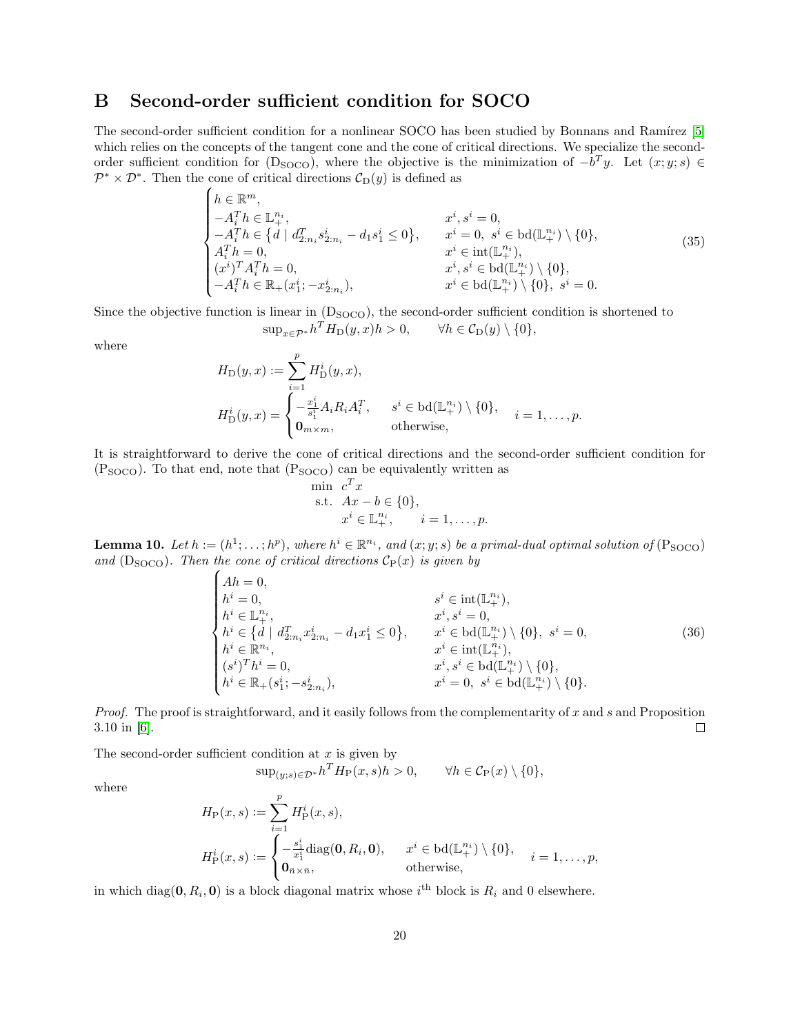# B Second-order sufficient condition for SOCO

The second-order sufficient condition for a nonlinear SOCO has been studied by Bonnans and Ramírez [5] which relies on the concepts of the tangent cone and the cone of critical directions. We specialize the second-order sufficient condition for ($\mathrm{D_{SOCO}}$), where the objective is the minimization of $-b^T y$. Let $(x; y; s) \in \mathcal{P}^* \times \mathcal{D}^*$. Then the cone of critical directions $\mathcal{C}_{\mathrm{D}}(y)$ is defined as

$$
\begin{cases}
h \in \mathbb{R}^m, & \\
-A_i^T h \in \mathbb{L}_+^{n_i}, & x^i, s^i = 0, \\
-A_i^T h \in \left\{ d \mid d_{2:n_i}^T s_{2:n_i}^i - d_1 s_1^i \leq 0 \right\}, & x^i = 0,\ s^i \in \mathrm{bd}(\mathbb{L}_+^{n_i}) \setminus \{0\}, \\
A_i^T h = 0, & x^i \in \mathrm{int}(\mathbb{L}_+^{n_i}), \\
(x^i)^T A_i^T h = 0, & x^i, s^i \in \mathrm{bd}(\mathbb{L}_+^{n_i}) \setminus \{0\}, \\
-A_i^T h \in \mathbb{R}_+ (x_1^i; -x_{2:n_i}^i), & x^i \in \mathrm{bd}(\mathbb{L}_+^{n_i}) \setminus \{0\},\ s^i = 0.
\end{cases}
\tag{35}
$$

Since the objective function is linear in ($\mathrm{D_{SOCO}}$), the second-order sufficient condition is shortened to

$$
\sup\nolimits_{x \in \mathcal{P}^*} h^T H_{\mathrm{D}}(y, x) h > 0, \qquad \forall h \in \mathcal{C}_{\mathrm{D}}(y) \setminus \{0\},
$$

where

$$
H_{\mathrm{D}}(y, x) := \sum_{i=1}^{p} H_{\mathrm{D}}^i(y, x),
$$

$$
H_{\mathrm{D}}^i(y, x) = \begin{cases} -\frac{x_1^i}{s_1^i} A_i R_i A_i^T, & s^i \in \mathrm{bd}(\mathbb{L}_+^{n_i}) \setminus \{0\}, \\ \mathbf{0}_{m \times m}, & \text{otherwise}, \end{cases} \qquad i = 1, \ldots, p.
$$

It is straightforward to derive the cone of critical directions and the second-order sufficient condition for ($\mathrm{P_{SOCO}}$). To that end, note that ($\mathrm{P_{SOCO}}$) can be equivalently written as

$$
\begin{aligned}
\min\ & c^T x \\
\text{s.t.}\ & Ax - b \in \{0\}, \\
& x^i \in \mathbb{L}_+^{n_i}, \qquad i = 1, \ldots, p.
\end{aligned}
$$

**Lemma 10.** *Let $h := (h^1; \ldots; h^p)$, where $h^i \in \mathbb{R}^{n_i}$, and $(x; y; s)$ be a primal-dual optimal solution of* ($\mathrm{P_{SOCO}}$) *and* ($\mathrm{D_{SOCO}}$)*. Then the cone of critical directions $\mathcal{C}_{\mathrm{P}}(x)$ is given by*

$$
\begin{cases}
Ah = 0, & \\
h^i = 0, & s^i \in \mathrm{int}(\mathbb{L}_+^{n_i}), \\
h^i \in \mathbb{L}_+^{n_i}, & x^i, s^i = 0, \\
h^i \in \left\{ d \mid d_{2:n_i}^T x_{2:n_i}^i - d_1 x_1^i \leq 0 \right\}, & x^i \in \mathrm{bd}(\mathbb{L}_+^{n_i}) \setminus \{0\},\ s^i = 0, \\
h^i \in \mathbb{R}^{n_i}, & x^i \in \mathrm{int}(\mathbb{L}_+^{n_i}), \\
(s^i)^T h^i = 0, & x^i, s^i \in \mathrm{bd}(\mathbb{L}_+^{n_i}) \setminus \{0\}, \\
h^i \in \mathbb{R}_+ (s_1^i; -s_{2:n_i}^i), & x^i = 0,\ s^i \in \mathrm{bd}(\mathbb{L}_+^{n_i}) \setminus \{0\}.
\end{cases}
\tag{36}
$$

*Proof.* The proof is straightforward, and it easily follows from the complementarity of $x$ and $s$ and Proposition 3.10 in [6]. ∎

The second-order sufficient condition at $x$ is given by

$$
\sup\nolimits_{(y;s) \in \mathcal{D}^*} h^T H_{\mathrm{P}}(x, s) h > 0, \qquad \forall h \in \mathcal{C}_{\mathrm{P}}(x) \setminus \{0\},
$$

where

$$
H_{\mathrm{P}}(x, s) := \sum_{i=1}^{p} H_{\mathrm{P}}^i(x, s),
$$

$$
H_{\mathrm{P}}^i(x, s) := \begin{cases} -\frac{s_1^i}{x_1^i} \mathrm{diag}(\mathbf{0}, R_i, \mathbf{0}), & x^i \in \mathrm{bd}(\mathbb{L}_+^{n_i}) \setminus \{0\}, \\ \mathbf{0}_{\bar{n} \times \bar{n}}, & \text{otherwise}, \end{cases} \qquad i = 1, \ldots, p,
$$

in which $\mathrm{diag}(\mathbf{0}, R_i, \mathbf{0})$ is a block diagonal matrix whose $i^{\text{th}}$ block is $R_i$ and 0 elsewhere.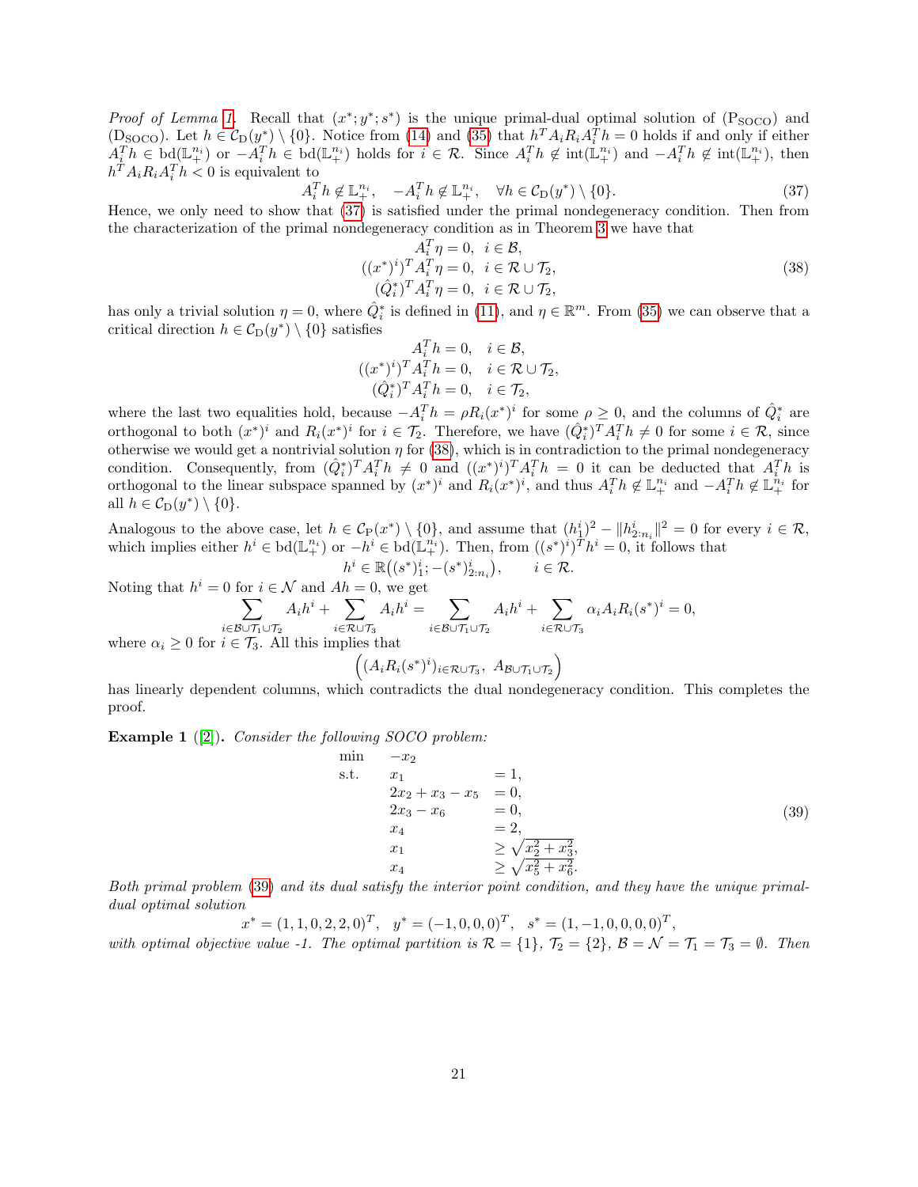*Proof of Lemma 1.* Recall that $(x^*; y^*; s^*)$ is the unique primal-dual optimal solution of $(\mathrm{P_{SOCO}})$ and $(\mathrm{D_{SOCO}})$. Let $h \in \mathcal{C}_\mathrm{D}(y^*) \setminus \{0\}$. Notice from (14) and (35) that $h^T A_i R_i A_i^T h = 0$ holds if and only if either $A_i^T h \in \mathrm{bd}(\mathbb{L}_+^{n_i})$ or $-A_i^T h \in \mathrm{bd}(\mathbb{L}_+^{n_i})$ holds for $i \in \mathcal{R}$. Since $A_i^T h \notin \mathrm{int}(\mathbb{L}_+^{n_i})$ and $-A_i^T h \notin \mathrm{int}(\mathbb{L}_+^{n_i})$, then $h^T A_i R_i A_i^T h < 0$ is equivalent to

$$A_i^T h \notin \mathbb{L}_+^{n_i}, \quad -A_i^T h \notin \mathbb{L}_+^{n_i}, \quad \forall h \in \mathcal{C}_\mathrm{D}(y^*) \setminus \{0\}. \tag{37}$$

Hence, we only need to show that (37) is satisfied under the primal nondegeneracy condition. Then from the characterization of the primal nondegeneracy condition as in Theorem 3 we have that

$$\begin{aligned} A_i^T \eta &= 0, \ \ i \in \mathcal{B}, \\ ((x^*)^i)^T A_i^T \eta &= 0, \ \ i \in \mathcal{R} \cup \mathcal{T}_2, \\ (\hat{Q}_i^*)^T A_i^T \eta &= 0, \ \ i \in \mathcal{R} \cup \mathcal{T}_2, \end{aligned} \tag{38}$$

has only a trivial solution $\eta = 0$, where $\hat{Q}_i^*$ is defined in (11), and $\eta \in \mathbb{R}^m$. From (35) we can observe that a critical direction $h \in \mathcal{C}_\mathrm{D}(y^*) \setminus \{0\}$ satisfies

$$\begin{aligned} A_i^T h &= 0, \quad i \in \mathcal{B}, \\ ((x^*)^i)^T A_i^T h &= 0, \quad i \in \mathcal{R} \cup \mathcal{T}_2, \\ (\hat{Q}_i^*)^T A_i^T h &= 0, \quad i \in \mathcal{T}_2, \end{aligned}$$

where the last two equalities hold, because $-A_i^T h = \rho R_i (x^*)^i$ for some $\rho \geq 0$, and the columns of $\hat{Q}_i^*$ are orthogonal to both $(x^*)^i$ and $R_i (x^*)^i$ for $i \in \mathcal{T}_2$. Therefore, we have $(\hat{Q}_i^*)^T A_i^T h \neq 0$ for some $i \in \mathcal{R}$, since otherwise we would get a nontrivial solution $\eta$ for (38), which is in contradiction to the primal nondegeneracy condition. Consequently, from $(\hat{Q}_i^*)^T A_i^T h \neq 0$ and $((x^*)^i)^T A_i^T h = 0$ it can be deducted that $A_i^T h$ is orthogonal to the linear subspace spanned by $(x^*)^i$ and $R_i (x^*)^i$, and thus $A_i^T h \notin \mathbb{L}_+^{n_i}$ and $-A_i^T h \notin \mathbb{L}_+^{n_i}$ for all $h \in \mathcal{C}_\mathrm{D}(y^*) \setminus \{0\}$.

Analogous to the above case, let $h \in \mathcal{C}_\mathrm{P}(x^*) \setminus \{0\}$, and assume that $(h_1^i)^2 - \|h_{2:n_i}^i\|^2 = 0$ for every $i \in \mathcal{R}$, which implies either $h^i \in \mathrm{bd}(\mathbb{L}_+^{n_i})$ or $-h^i \in \mathrm{bd}(\mathbb{L}_+^{n_i})$. Then, from $((s^*)^i)^T h^i = 0$, it follows that

$$h^i \in \mathbb{R}\big((s^*)_1^i; -(s^*)_{2:n_i}^i\big), \qquad i \in \mathcal{R}.$$

Noting that $h^i = 0$ for $i \in \mathcal{N}$ and $Ah = 0$, we get

$$\sum_{i \in \mathcal{B} \cup \mathcal{T}_1 \cup \mathcal{T}_2} A_i h^i + \sum_{i \in \mathcal{R} \cup \mathcal{T}_3} A_i h^i = \sum_{i \in \mathcal{B} \cup \mathcal{T}_1 \cup \mathcal{T}_2} A_i h^i + \sum_{i \in \mathcal{R} \cup \mathcal{T}_3} \alpha_i A_i R_i (s^*)^i = 0,$$

where $\alpha_i \geq 0$ for $i \in \mathcal{T}_3$. All this implies that

$$\Big( (A_i R_i (s^*)^i)_{i \in \mathcal{R} \cup \mathcal{T}_3}, \ A_{\mathcal{B} \cup \mathcal{T}_1 \cup \mathcal{T}_2} \Big)$$

has linearly dependent columns, which contradicts the dual nondegeneracy condition. This completes the proof.

**Example 1** ([2]). *Consider the following SOCO problem:*

$$\begin{array}{lll} \min & -x_2 & \\ \text{s.t.} & x_1 & = 1, \\ & 2x_2 + x_3 - x_5 & = 0, \\ & 2x_3 - x_6 & = 0, \\ & x_4 & = 2, \\ & x_1 & \geq \sqrt{x_2^2 + x_3^2}, \\ & x_4 & \geq \sqrt{x_5^2 + x_6^2}. \end{array} \tag{39}$$

*Both primal problem (39) and its dual satisfy the interior point condition, and they have the unique primal-dual optimal solution*

$$x^* = (1, 1, 0, 2, 2, 0)^T, \quad y^* = (-1, 0, 0, 0)^T, \quad s^* = (1, -1, 0, 0, 0, 0)^T,$$

*with optimal objective value -1. The optimal partition is $\mathcal{R} = \{1\}$, $\mathcal{T}_2 = \{2\}$, $\mathcal{B} = \mathcal{N} = \mathcal{T}_1 = \mathcal{T}_3 = \emptyset$. Then*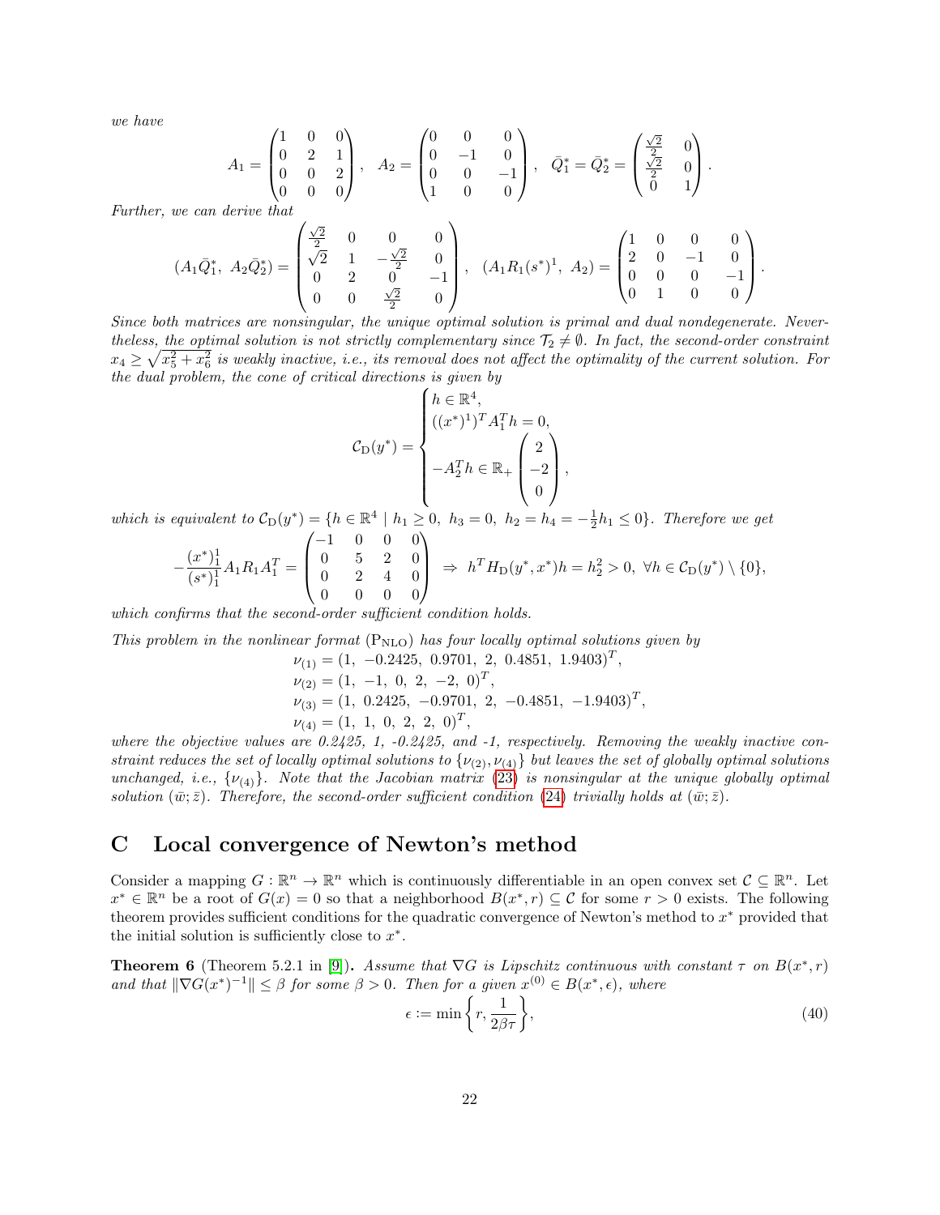*we have*

$$A_1 = \begin{pmatrix} 1 & 0 & 0 \\ 0 & 2 & 1 \\ 0 & 0 & 2 \\ 0 & 0 & 0 \end{pmatrix}, \quad A_2 = \begin{pmatrix} 0 & 0 & 0 \\ 0 & -1 & 0 \\ 0 & 0 & -1 \\ 1 & 0 & 0 \end{pmatrix}, \quad \bar{Q}_1^* = \bar{Q}_2^* = \begin{pmatrix} \frac{\sqrt{2}}{2} & 0 \\ \frac{\sqrt{2}}{2} & 0 \\ 0 & 1 \end{pmatrix}.$$

*Further, we can derive that*

$$(A_1\bar{Q}_1^*,\ A_2\bar{Q}_2^*) = \begin{pmatrix} \frac{\sqrt{2}}{2} & 0 & 0 & 0 \\ \sqrt{2} & 1 & -\frac{\sqrt{2}}{2} & 0 \\ 0 & 2 & 0 & -1 \\ 0 & 0 & \frac{\sqrt{2}}{2} & 0 \end{pmatrix}, \quad (A_1 R_1 (s^*)^1,\ A_2) = \begin{pmatrix} 1 & 0 & 0 & 0 \\ 2 & 0 & -1 & 0 \\ 0 & 0 & 0 & -1 \\ 0 & 1 & 0 & 0 \end{pmatrix}.$$

*Since both matrices are nonsingular, the unique optimal solution is primal and dual nondegenerate. Nevertheless, the optimal solution is not strictly complementary since $\mathcal{T}_2 \neq \emptyset$. In fact, the second-order constraint $x_4 \geq \sqrt{x_5^2 + x_6^2}$ is weakly inactive, i.e., its removal does not affect the optimality of the current solution. For the dual problem, the cone of critical directions is given by*

$$\mathcal{C}_{\mathrm{D}}(y^*) = \left\{ \begin{array}{l} h \in \mathbb{R}^4, \\ ((x^*)^1)^T A_1^T h = 0, \\ -A_2^T h \in \mathbb{R}_+ \begin{pmatrix} 2 \\ -2 \\ 0 \end{pmatrix} \end{array} \right\},$$

*which is equivalent to $\mathcal{C}_{\mathrm{D}}(y^*) = \{h \in \mathbb{R}^4 \mid h_1 \geq 0,\ h_3 = 0,\ h_2 = h_4 = -\frac{1}{2}h_1 \leq 0\}$. Therefore we get*

$$-\frac{(x^*)_1^1}{(s^*)_1^1} A_1 R_1 A_1^T = \begin{pmatrix} -1 & 0 & 0 & 0 \\ 0 & 5 & 2 & 0 \\ 0 & 2 & 4 & 0 \\ 0 & 0 & 0 & 0 \end{pmatrix} \Rightarrow h^T H_{\mathrm{D}}(y^*, x^*) h = h_2^2 > 0,\ \forall h \in \mathcal{C}_{\mathrm{D}}(y^*) \setminus \{0\},$$

*which confirms that the second-order sufficient condition holds.*

*This problem in the nonlinear format ($\mathrm{P_{NLO}}$) has four locally optimal solutions given by*

$$\nu_{(1)} = (1,\ -0.2425,\ 0.9701,\ 2,\ 0.4851,\ 1.9403)^T,$$
$$\nu_{(2)} = (1,\ -1,\ 0,\ 2,\ -2,\ 0)^T,$$
$$\nu_{(3)} = (1,\ 0.2425,\ -0.9701,\ 2,\ -0.4851,\ -1.9403)^T,$$
$$\nu_{(4)} = (1,\ 1,\ 0,\ 2,\ 2,\ 0)^T,$$

*where the objective values are 0.2425, 1, -0.2425, and -1, respectively. Removing the weakly inactive constraint reduces the set of locally optimal solutions to $\{\nu_{(2)}, \nu_{(4)}\}$ but leaves the set of globally optimal solutions unchanged, i.e., $\{\nu_{(4)}\}$. Note that the Jacobian matrix (23) is nonsingular at the unique globally optimal solution $(\bar{w}; \bar{z})$. Therefore, the second-order sufficient condition (24) trivially holds at $(\bar{w}; \bar{z})$.*

# C Local convergence of Newton's method

Consider a mapping $G : \mathbb{R}^n \to \mathbb{R}^n$ which is continuously differentiable in an open convex set $\mathcal{C} \subseteq \mathbb{R}^n$. Let $x^* \in \mathbb{R}^n$ be a root of $G(x) = 0$ so that a neighborhood $B(x^*, r) \subseteq \mathcal{C}$ for some $r > 0$ exists. The following theorem provides sufficient conditions for the quadratic convergence of Newton's method to $x^*$ provided that the initial solution is sufficiently close to $x^*$.

**Theorem 6** (Theorem 5.2.1 in [9])**.** *Assume that $\nabla G$ is Lipschitz continuous with constant $\tau$ on $B(x^*, r)$ and that $\|\nabla G(x^*)^{-1}\| \leq \beta$ for some $\beta > 0$. Then for a given $x^{(0)} \in B(x^*, \epsilon)$, where*

$$\epsilon := \min\left\{ r, \frac{1}{2\beta\tau} \right\}, \tag{40}$$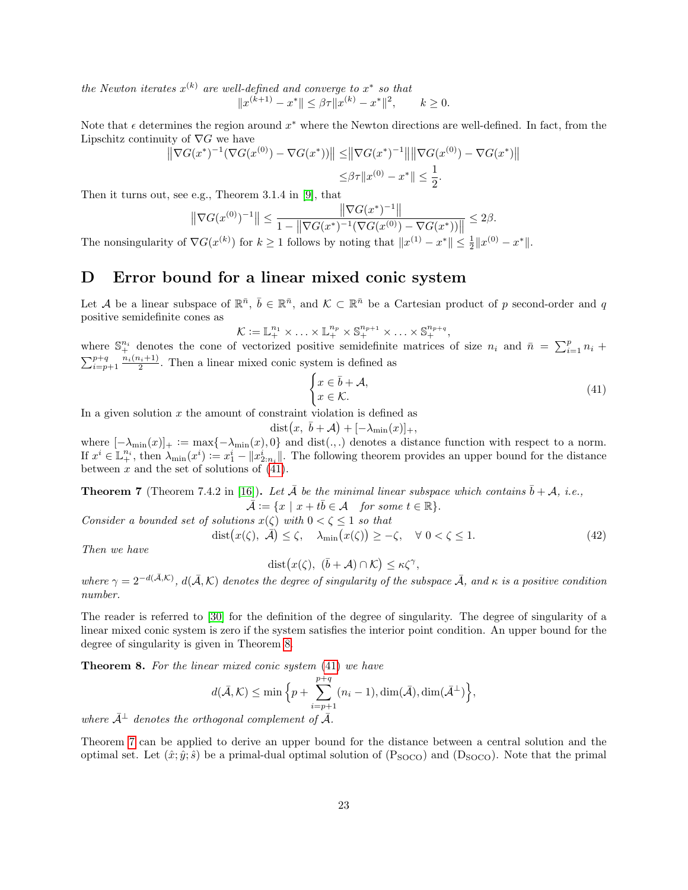*the Newton iterates $x^{(k)}$ are well-defined and converge to $x^*$ so that*

$$\|x^{(k+1)} - x^*\| \leq \beta\tau \|x^{(k)} - x^*\|^2, \qquad k \geq 0.$$

Note that $\epsilon$ determines the region around $x^*$ where the Newton directions are well-defined. In fact, from the Lipschitz continuity of $\nabla G$ we have

$$\begin{aligned}\big\|\nabla G(x^*)^{-1}(\nabla G(x^{(0)}) - \nabla G(x^*))\big\| \leq& \big\|\nabla G(x^*)^{-1}\big\|\big\|\nabla G(x^{(0)}) - \nabla G(x^*)\big\| \\ \leq& \beta\tau\|x^{(0)} - x^*\| \leq \frac{1}{2}.\end{aligned}$$

Then it turns out, see e.g., Theorem 3.1.4 in [9], that

$$\big\|\nabla G(x^{(0)})^{-1}\big\| \leq \frac{\big\|\nabla G(x^*)^{-1}\big\|}{1 - \big\|\nabla G(x^*)^{-1}(\nabla G(x^{(0)}) - \nabla G(x^*))\big\|} \leq 2\beta.$$

The nonsingularity of $\nabla G(x^{(k)})$ for $k \geq 1$ follows by noting that $\|x^{(1)} - x^*\| \leq \frac{1}{2}\|x^{(0)} - x^*\|$.

# D Error bound for a linear mixed conic system

Let $\mathcal{A}$ be a linear subspace of $\mathbb{R}^{\bar{n}}$, $\bar{b} \in \mathbb{R}^{\bar{n}}$, and $\mathcal{K} \subset \mathbb{R}^{\bar{n}}$ be a Cartesian product of $p$ second-order and $q$ positive semidefinite cones as

$$\mathcal{K} := \mathbb{L}_+^{n_1} \times \ldots \times \mathbb{L}_+^{n_p} \times \mathbb{S}_+^{n_{p+1}} \times \ldots \times \mathbb{S}_+^{n_{p+q}},$$

where $\mathbb{S}_+^{n_i}$ denotes the cone of vectorized positive semidefinite matrices of size $n_i$ and $\bar{n} = \sum_{i=1}^{p} n_i + \sum_{i=p+1}^{p+q} \frac{n_i(n_i+1)}{2}$. Then a linear mixed conic system is defined as

$$\begin{cases} x \in \bar{b} + \mathcal{A}, \\ x \in \mathcal{K}. \end{cases} \tag{41}$$

In a given solution $x$ the amount of constraint violation is defined as

$$\operatorname{dist}\big(x,\ \bar{b} + \mathcal{A}\big) + [-\lambda_{\min}(x)]_+,$$

where $[-\lambda_{\min}(x)]_+ := \max\{-\lambda_{\min}(x), 0\}$ and $\operatorname{dist}(.,.)$ denotes a distance function with respect to a norm. If $x^i \in \mathbb{L}_+^{n_i}$, then $\lambda_{\min}(x^i) := x_1^i - \|x_{2:n_i}^i\|$. The following theorem provides an upper bound for the distance between $x$ and the set of solutions of (41).

**Theorem 7** (Theorem 7.4.2 in [16]). *Let $\bar{\mathcal{A}}$ be the minimal linear subspace which contains $\bar{b} + \mathcal{A}$, i.e.,*

$$\bar{\mathcal{A}} := \{x \mid x + t\bar{b} \in \mathcal{A} \quad \text{for some } t \in \mathbb{R}\}.$$

*Consider a bounded set of solutions $x(\zeta)$ with $0 < \zeta \leq 1$ so that*

$$\operatorname{dist}\big(x(\zeta),\ \bar{\mathcal{A}}\big) \leq \zeta, \quad \lambda_{\min}\big(x(\zeta)\big) \geq -\zeta, \quad \forall\ 0 < \zeta \leq 1. \tag{42}$$

*Then we have*

$$\operatorname{dist}\big(x(\zeta),\ (\bar{b} + \mathcal{A}) \cap \mathcal{K}\big) \leq \kappa\zeta^{\gamma},$$

*where $\gamma = 2^{-d(\bar{\mathcal{A}},\mathcal{K})}$, $d(\bar{\mathcal{A}},\mathcal{K})$ denotes the degree of singularity of the subspace $\bar{\mathcal{A}}$, and $\kappa$ is a positive condition number.*

The reader is referred to [30] for the definition of the degree of singularity. The degree of singularity of a linear mixed conic system is zero if the system satisfies the interior point condition. An upper bound for the degree of singularity is given in Theorem 8.

**Theorem 8.** *For the linear mixed conic system (41) we have*

$$d(\bar{\mathcal{A}},\mathcal{K}) \leq \min\Big\{p + \sum_{i=p+1}^{p+q}(n_i - 1), \dim(\bar{\mathcal{A}}), \dim(\bar{\mathcal{A}}^{\perp})\Big\},$$

*where $\bar{\mathcal{A}}^{\perp}$ denotes the orthogonal complement of $\bar{\mathcal{A}}$.*

Theorem 7 can be applied to derive an upper bound for the distance between a central solution and the optimal set. Let $(\hat{x}; \hat{y}; \hat{s})$ be a primal-dual optimal solution of $(\mathrm{P_{SOCO}})$ and $(\mathrm{D_{SOCO}})$. Note that the primal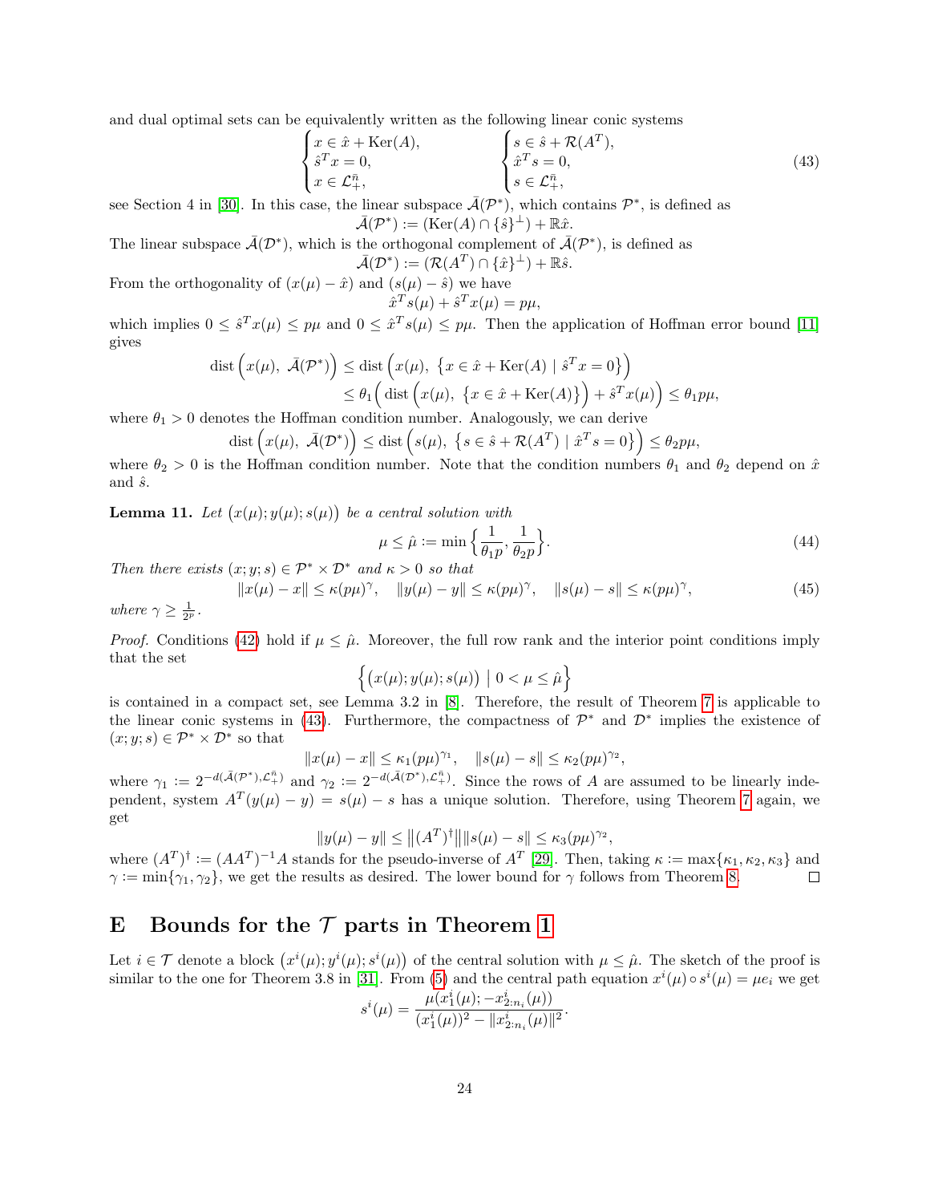and dual optimal sets can be equivalently written as the following linear conic systems

$$
\begin{cases} x \in \hat{x} + \mathrm{Ker}(A), \\ \hat{s}^T x = 0, \\ x \in \mathcal{L}_+^{\bar{n}}, \end{cases} \qquad \begin{cases} s \in \hat{s} + \mathcal{R}(A^T), \\ \hat{x}^T s = 0, \\ s \in \mathcal{L}_+^{\bar{n}}, \end{cases} \tag{43}
$$

see Section 4 in [30]. In this case, the linear subspace $\bar{\mathcal{A}}(\mathcal{P}^*)$, which contains $\mathcal{P}^*$, is defined as

$$
\bar{\mathcal{A}}(\mathcal{P}^*) := (\mathrm{Ker}(A) \cap \{\hat{s}\}^\perp) + \mathbb{R}\hat{x}.
$$

The linear subspace $\bar{\mathcal{A}}(\mathcal{D}^*)$, which is the orthogonal complement of $\bar{\mathcal{A}}(\mathcal{P}^*)$, is defined as

$$
\bar{\mathcal{A}}(\mathcal{D}^*) := (\mathcal{R}(A^T) \cap \{\hat{x}\}^\perp) + \mathbb{R}\hat{s}.
$$

From the orthogonality of $(x(\mu) - \hat{x})$ and $(s(\mu) - \hat{s})$ we have

$$
\hat{x}^T s(\mu) + \hat{s}^T x(\mu) = p\mu,
$$

which implies $0 \le \hat{s}^T x(\mu) \le p\mu$ and $0 \le \hat{x}^T s(\mu) \le p\mu$. Then the application of Hoffman error bound [11] gives

$$
\begin{aligned}
\mathrm{dist}\Big(x(\mu),\ \bar{\mathcal{A}}(\mathcal{P}^*)\Big) &\le \mathrm{dist}\Big(x(\mu),\ \big\{x \in \hat{x} + \mathrm{Ker}(A) \mid \hat{s}^T x = 0\big\}\Big) \\
&\le \theta_1 \Big( \mathrm{dist}\Big(x(\mu),\ \big\{x \in \hat{x} + \mathrm{Ker}(A)\big\}\Big) + \hat{s}^T x(\mu)\Big) \le \theta_1 p\mu,
\end{aligned}
$$

where $\theta_1 > 0$ denotes the Hoffman condition number. Analogously, we can derive

$$
\mathrm{dist}\Big(x(\mu),\ \bar{\mathcal{A}}(\mathcal{D}^*)\Big) \le \mathrm{dist}\Big(s(\mu),\ \big\{s \in \hat{s} + \mathcal{R}(A^T) \mid \hat{x}^T s = 0\big\}\Big) \le \theta_2 p\mu,
$$

where $\theta_2 > 0$ is the Hoffman condition number. Note that the condition numbers $\theta_1$ and $\theta_2$ depend on $\hat{x}$ and $\hat{s}$.

**Lemma 11.** *Let $\big(x(\mu); y(\mu); s(\mu)\big)$ be a central solution with*

$$
\mu \le \hat{\mu} := \min\Big\{\frac{1}{\theta_1 p}, \frac{1}{\theta_2 p}\Big\}. \tag{44}
$$

*Then there exists $(x; y; s) \in \mathcal{P}^* \times \mathcal{D}^*$ and $\kappa > 0$ so that*

$$
\|x(\mu) - x\| \le \kappa (p\mu)^\gamma, \quad \|y(\mu) - y\| \le \kappa (p\mu)^\gamma, \quad \|s(\mu) - s\| \le \kappa (p\mu)^\gamma, \tag{45}
$$

*where $\gamma \ge \frac{1}{2^p}$.*

*Proof.* Conditions (42) hold if $\mu \le \hat{\mu}$. Moreover, the full row rank and the interior point conditions imply that the set

$$
\Big\{\big(x(\mu); y(\mu); s(\mu)\big) \;\big|\; 0 < \mu \le \hat{\mu}\Big\}
$$

is contained in a compact set, see Lemma 3.2 in [8]. Therefore, the result of Theorem 7 is applicable to the linear conic systems in (43). Furthermore, the compactness of $\mathcal{P}^*$ and $\mathcal{D}^*$ implies the existence of $(x; y; s) \in \mathcal{P}^* \times \mathcal{D}^*$ so that

$$
\|x(\mu) - x\| \le \kappa_1 (p\mu)^{\gamma_1}, \quad \|s(\mu) - s\| \le \kappa_2 (p\mu)^{\gamma_2},
$$

where $\gamma_1 := 2^{-d(\bar{\mathcal{A}}(\mathcal{P}^*), \mathcal{L}_+^{\bar{n}})}$ and $\gamma_2 := 2^{-d(\bar{\mathcal{A}}(\mathcal{D}^*), \mathcal{L}_+^{\bar{n}})}$. Since the rows of $A$ are assumed to be linearly independent, system $A^T(y(\mu) - y) = s(\mu) - s$ has a unique solution. Therefore, using Theorem 7 again, we get

$$
\|y(\mu) - y\| \le \big\|(A^T)^\dagger\big\| \|s(\mu) - s\| \le \kappa_3 (p\mu)^{\gamma_2},
$$

where $(A^T)^\dagger := (AA^T)^{-1}A$ stands for the pseudo-inverse of $A^T$ [29]. Then, taking $\kappa := \max\{\kappa_1, \kappa_2, \kappa_3\}$ and $\gamma := \min\{\gamma_1, \gamma_2\}$, we get the results as desired. The lower bound for $\gamma$ follows from Theorem 8. $\square$

# E Bounds for the $\mathcal{T}$ parts in Theorem 1

Let $i \in \mathcal{T}$ denote a block $\big(x^i(\mu); y^i(\mu); s^i(\mu)\big)$ of the central solution with $\mu \le \hat{\mu}$. The sketch of the proof is similar to the one for Theorem 3.8 in [31]. From (5) and the central path equation $x^i(\mu) \circ s^i(\mu) = \mu e_i$ we get

$$
s^i(\mu) = \frac{\mu\big(x_1^i(\mu); -x_{2:n_i}^i(\mu)\big)}{(x_1^i(\mu))^2 - \|x_{2:n_i}^i(\mu)\|^2}.
$$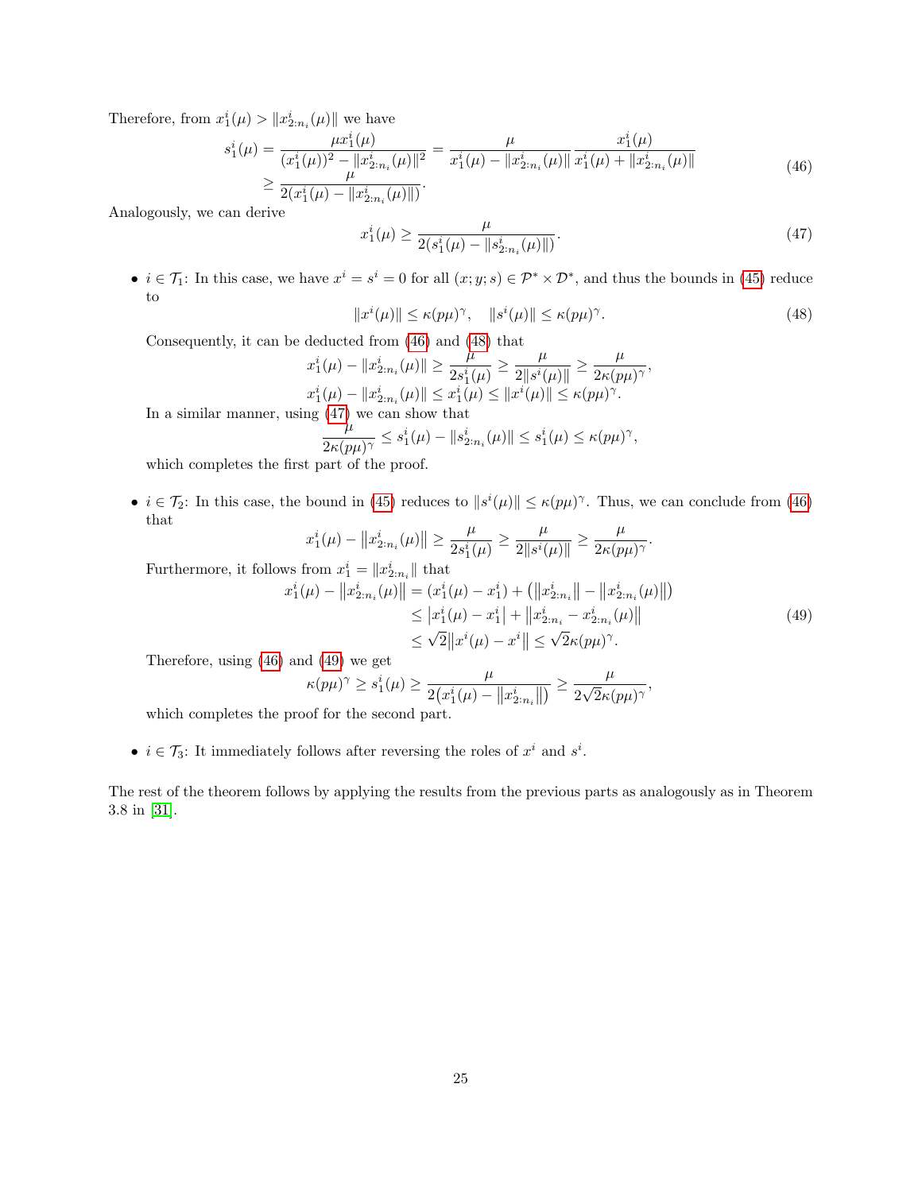Therefore, from $x_1^i(\mu) > \|x_{2:n_i}^i(\mu)\|$ we have

$$
\begin{aligned}
s_1^i(\mu) &= \frac{\mu x_1^i(\mu)}{(x_1^i(\mu))^2 - \|x_{2:n_i}^i(\mu)\|^2} = \frac{\mu}{x_1^i(\mu) - \|x_{2:n_i}^i(\mu)\|} \frac{x_1^i(\mu)}{x_1^i(\mu) + \|x_{2:n_i}^i(\mu)\|} \\
&\geq \frac{\mu}{2(x_1^i(\mu) - \|x_{2:n_i}^i(\mu)\|)}.
\end{aligned}
\tag{46}
$$

Analogously, we can derive

$$
x_1^i(\mu) \geq \frac{\mu}{2(s_1^i(\mu) - \|s_{2:n_i}^i(\mu)\|)}. \tag{47}
$$

- $i \in \mathcal{T}_1$: In this case, we have $x^i = s^i = 0$ for all $(x; y; s) \in \mathcal{P}^* \times \mathcal{D}^*$, and thus the bounds in (45) reduce to

$$
\|x^i(\mu)\| \leq \kappa(p\mu)^\gamma, \quad \|s^i(\mu)\| \leq \kappa(p\mu)^\gamma. \tag{48}
$$

Consequently, it can be deducted from (46) and (48) that

$$
\begin{aligned}
x_1^i(\mu) - \|x_{2:n_i}^i(\mu)\| &\geq \frac{\mu}{2s_1^i(\mu)} \geq \frac{\mu}{2\|s^i(\mu)\|} \geq \frac{\mu}{2\kappa(p\mu)^\gamma}, \\
x_1^i(\mu) - \|x_{2:n_i}^i(\mu)\| &\leq x_1^i(\mu) \leq \|x^i(\mu)\| \leq \kappa(p\mu)^\gamma.
\end{aligned}
$$

In a similar manner, using (47) we can show that

$$
\frac{\mu}{2\kappa(p\mu)^\gamma} \leq s_1^i(\mu) - \|s_{2:n_i}^i(\mu)\| \leq s_1^i(\mu) \leq \kappa(p\mu)^\gamma,
$$

which completes the first part of the proof.

- $i \in \mathcal{T}_2$: In this case, the bound in (45) reduces to $\|s^i(\mu)\| \leq \kappa(p\mu)^\gamma$. Thus, we can conclude from (46) that

$$
x_1^i(\mu) - \|x_{2:n_i}^i(\mu)\| \geq \frac{\mu}{2s_1^i(\mu)} \geq \frac{\mu}{2\|s^i(\mu)\|} \geq \frac{\mu}{2\kappa(p\mu)^\gamma}.
$$

Furthermore, it follows from $x_1^i = \|x_{2:n_i}^i\|$ that

$$
\begin{aligned}
x_1^i(\mu) - \|x_{2:n_i}^i(\mu)\| &= (x_1^i(\mu) - x_1^i) + \left(\|x_{2:n_i}^i\| - \|x_{2:n_i}^i(\mu)\|\right) \\
&\leq |x_1^i(\mu) - x_1^i| + \|x_{2:n_i}^i - x_{2:n_i}^i(\mu)\| \\
&\leq \sqrt{2}\|x^i(\mu) - x^i\| \leq \sqrt{2}\kappa(p\mu)^\gamma.
\end{aligned}
\tag{49}
$$

Therefore, using (46) and (49) we get

$$
\kappa(p\mu)^\gamma \geq s_1^i(\mu) \geq \frac{\mu}{2\left(x_1^i(\mu) - \|x_{2:n_i}^i\|\right)} \geq \frac{\mu}{2\sqrt{2}\kappa(p\mu)^\gamma},
$$

which completes the proof for the second part.

- $i \in \mathcal{T}_3$: It immediately follows after reversing the roles of $x^i$ and $s^i$.

The rest of the theorem follows by applying the results from the previous parts as analogously as in Theorem 3.8 in [31].